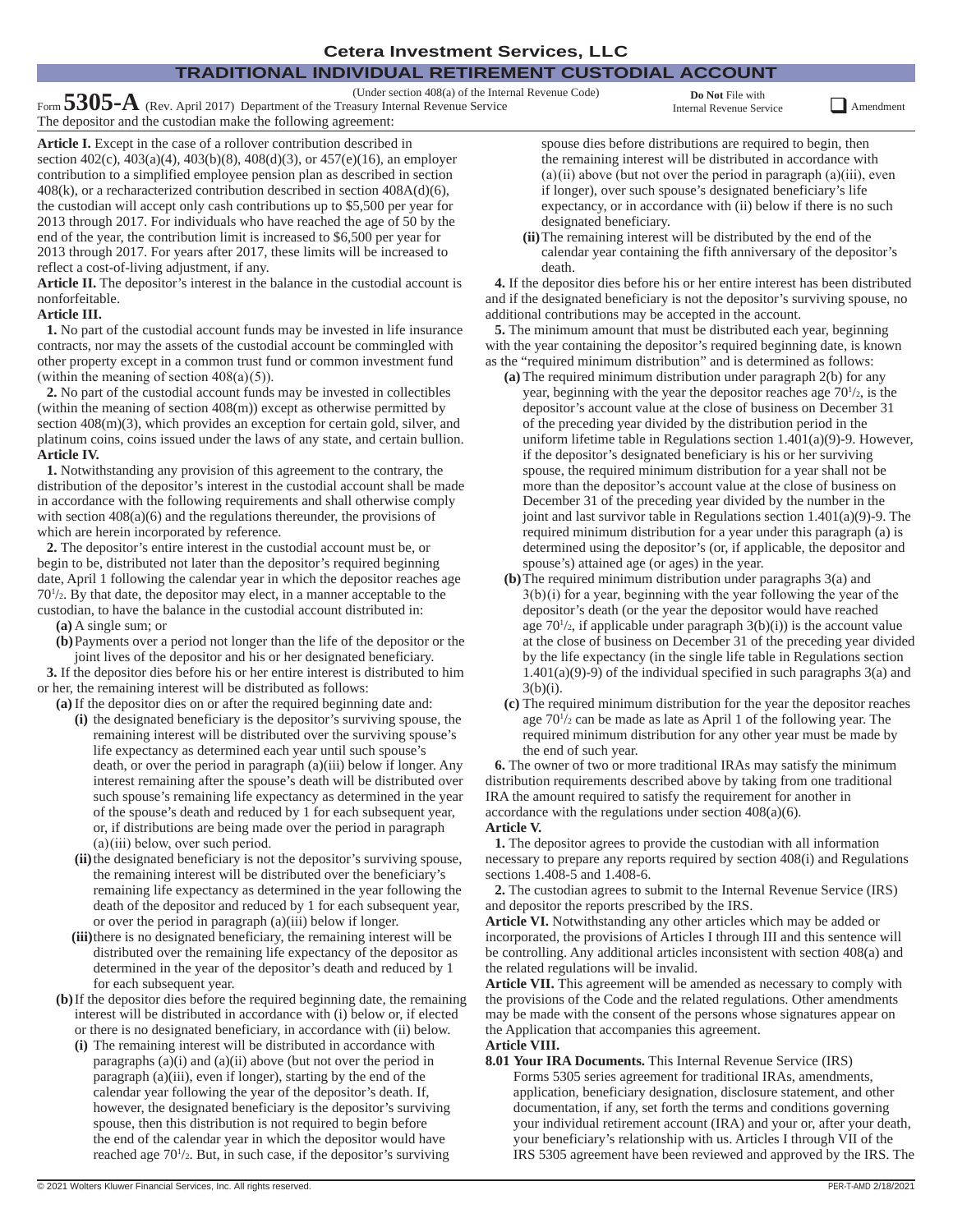**Cetera Investment Services, LLC**

## TRADITIONAL INDIVIDUAL RETIREMENT CUSTODIAL ACCOUNT

Form **5305-A** (Rev. April 2017) (Under section 408(a) of the Internal Revenue Code) Department of the Treasury Internal Revenue Service

**Do Not** File with Internal Revenue Service

☐ Amendment

The depositor and the custodian make the following agreement:

**Article I.** Except in the case of a rollover contribution described in section 402(c), 403(a)(4), 403(b)(8), 408(d)(3), or 457(e)(16), an employer contribution to a simplified employee pension plan as described in section 408(k), or a recharacterized contribution described in section 408A(d)(6), the custodian will accept only cash contributions up to $5,500 per year for 2013 through 2017. For individuals who have reached the age of 50 by the end of the year, the contribution limit is increased to $6,500 per year for 2013 through 2017. For years after 2017, these limits will be increased to reflect a cost-of-living adjustment, if any.

**Article II.** The depositor's interest in the balance in the custodial account is nonforfeitable.

**Article III.**

**1.** No part of the custodial account funds may be invested in life insurance contracts, nor may the assets of the custodial account be commingled with other property except in a common trust fund or common investment fund (within the meaning of section 408(a)(5)).

**2.** No part of the custodial account funds may be invested in collectibles (within the meaning of section 408(m)) except as otherwise permitted by section 408(m)(3), which provides an exception for certain gold, silver, and platinum coins, coins issued under the laws of any state, and certain bullion.

**Article IV.**

**1.** Notwithstanding any provision of this agreement to the contrary, the distribution of the depositor's interest in the custodial account shall be made in accordance with the following requirements and shall otherwise comply with section 408(a)(6) and the regulations thereunder, the provisions of which are herein incorporated by reference.

**2.** The depositor's entire interest in the custodial account must be, or begin to be, distributed not later than the depositor's required beginning date, April 1 following the calendar year in which the depositor reaches age $70^1/_2$. By that date, the depositor may elect, in a manner acceptable to the custodian, to have the balance in the custodial account distributed in:

- **(a)** A single sum; or
- **(b)** Payments over a period not longer than the life of the depositor or the joint lives of the depositor and his or her designated beneficiary.

**3.** If the depositor dies before his or her entire interest is distributed to him or her, the remaining interest will be distributed as follows:

- **(a)** If the depositor dies on or after the required beginning date and:
  - **(i)** the designated beneficiary is the depositor's surviving spouse, the remaining interest will be distributed over the surviving spouse's life expectancy as determined each year until such spouse's death, or over the period in paragraph (a)(iii) below if longer. Any interest remaining after the spouse's death will be distributed over such spouse's remaining life expectancy as determined in the year of the spouse's death and reduced by 1 for each subsequent year, or, if distributions are being made over the period in paragraph (a)(iii) below, over such period.
  - **(ii)** the designated beneficiary is not the depositor's surviving spouse, the remaining interest will be distributed over the beneficiary's remaining life expectancy as determined in the year following the death of the depositor and reduced by 1 for each subsequent year, or over the period in paragraph (a)(iii) below if longer.
  - **(iii)** there is no designated beneficiary, the remaining interest will be distributed over the remaining life expectancy of the depositor as determined in the year of the depositor's death and reduced by 1 for each subsequent year.
- **(b)** If the depositor dies before the required beginning date, the remaining interest will be distributed in accordance with (i) below or, if elected or there is no designated beneficiary, in accordance with (ii) below.
  - **(i)** The remaining interest will be distributed in accordance with paragraphs (a)(i) and (a)(ii) above (but not over the period in paragraph (a)(iii), even if longer), starting by the end of the calendar year following the year of the depositor's death. If, however, the designated beneficiary is the depositor's surviving spouse, then this distribution is not required to begin before the end of the calendar year in which the depositor would have reached age $70^1/_2$. But, in such case, if the depositor's surviving spouse dies before distributions are required to begin, then the remaining interest will be distributed in accordance with (a)(ii) above (but not over the period in paragraph (a)(iii), even if longer), over such spouse's designated beneficiary's life expectancy, or in accordance with (ii) below if there is no such designated beneficiary.
  - **(ii)** The remaining interest will be distributed by the end of the calendar year containing the fifth anniversary of the depositor's death.

**4.** If the depositor dies before his or her entire interest has been distributed and if the designated beneficiary is not the depositor's surviving spouse, no additional contributions may be accepted in the account.

**5.** The minimum amount that must be distributed each year, beginning with the year containing the depositor's required beginning date, is known as the "required minimum distribution" and is determined as follows:

- **(a)** The required minimum distribution under paragraph 2(b) for any year, beginning with the year the depositor reaches age $70^1/_2$, is the depositor's account value at the close of business on December 31 of the preceding year divided by the distribution period in the uniform lifetime table in Regulations section 1.401(a)(9)-9. However, if the depositor's designated beneficiary is his or her surviving spouse, the required minimum distribution for a year shall not be more than the depositor's account value at the close of business on December 31 of the preceding year divided by the number in the joint and last survivor table in Regulations section 1.401(a)(9)-9. The required minimum distribution for a year under this paragraph (a) is determined using the depositor's (or, if applicable, the depositor and spouse's) attained age (or ages) in the year.
- **(b)** The required minimum distribution under paragraphs 3(a) and 3(b)(i) for a year, beginning with the year following the year of the depositor's death (or the year the depositor would have reached age $70^1/_2$, if applicable under paragraph 3(b)(i)) is the account value at the close of business on December 31 of the preceding year divided by the life expectancy (in the single life table in Regulations section 1.401(a)(9)-9) of the individual specified in such paragraphs 3(a) and 3(b)(i).
- **(c)** The required minimum distribution for the year the depositor reaches age $70^1/_2$ can be made as late as April 1 of the following year. The required minimum distribution for any other year must be made by the end of such year.

**6.** The owner of two or more traditional IRAs may satisfy the minimum distribution requirements described above by taking from one traditional IRA the amount required to satisfy the requirement for another in accordance with the regulations under section 408(a)(6).

**Article V.**

**1.** The depositor agrees to provide the custodian with all information necessary to prepare any reports required by section 408(i) and Regulations sections 1.408-5 and 1.408-6.

**2.** The custodian agrees to submit to the Internal Revenue Service (IRS) and depositor the reports prescribed by the IRS.

**Article VI.** Notwithstanding any other articles which may be added or incorporated, the provisions of Articles I through III and this sentence will be controlling. Any additional articles inconsistent with section 408(a) and the related regulations will be invalid.

**Article VII.** This agreement will be amended as necessary to comply with the provisions of the Code and the related regulations. Other amendments may be made with the consent of the persons whose signatures appear on the Application that accompanies this agreement.

**Article VIII.**

**8.01 Your IRA Documents.** This Internal Revenue Service (IRS) Forms 5305 series agreement for traditional IRAs, amendments, application, beneficiary designation, disclosure statement, and other documentation, if any, set forth the terms and conditions governing your individual retirement account (IRA) and your or, after your death, your beneficiary's relationship with us. Articles I through VII of the IRS 5305 agreement have been reviewed and approved by the IRS. The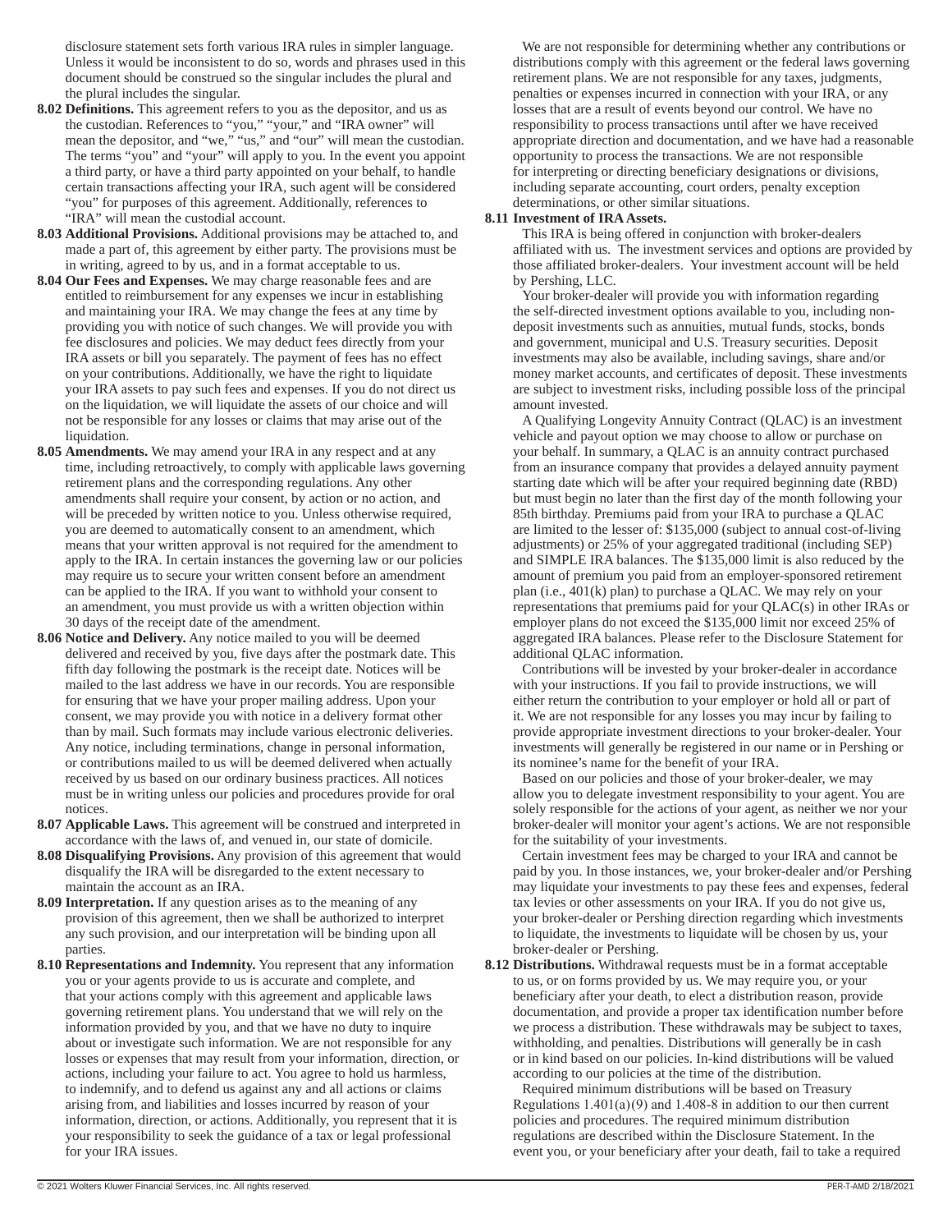disclosure statement sets forth various IRA rules in simpler language. Unless it would be inconsistent to do so, words and phrases used in this document should be construed so the singular includes the plural and the plural includes the singular.

**8.02 Definitions.** This agreement refers to you as the depositor, and us as the custodian. References to "you," "your," and "IRA owner" will mean the depositor, and "we," "us," and "our" will mean the custodian. The terms "you" and "your" will apply to you. In the event you appoint a third party, or have a third party appointed on your behalf, to handle certain transactions affecting your IRA, such agent will be considered "you" for purposes of this agreement. Additionally, references to "IRA" will mean the custodial account.

**8.03 Additional Provisions.** Additional provisions may be attached to, and made a part of, this agreement by either party. The provisions must be in writing, agreed to by us, and in a format acceptable to us.

**8.04 Our Fees and Expenses.** We may charge reasonable fees and are entitled to reimbursement for any expenses we incur in establishing and maintaining your IRA. We may change the fees at any time by providing you with notice of such changes. We will provide you with fee disclosures and policies. We may deduct fees directly from your IRA assets or bill you separately. The payment of fees has no effect on your contributions. Additionally, we have the right to liquidate your IRA assets to pay such fees and expenses. If you do not direct us on the liquidation, we will liquidate the assets of our choice and will not be responsible for any losses or claims that may arise out of the liquidation.

**8.05 Amendments.** We may amend your IRA in any respect and at any time, including retroactively, to comply with applicable laws governing retirement plans and the corresponding regulations. Any other amendments shall require your consent, by action or no action, and will be preceded by written notice to you. Unless otherwise required, you are deemed to automatically consent to an amendment, which means that your written approval is not required for the amendment to apply to the IRA. In certain instances the governing law or our policies may require us to secure your written consent before an amendment can be applied to the IRA. If you want to withhold your consent to an amendment, you must provide us with a written objection within 30 days of the receipt date of the amendment.

**8.06 Notice and Delivery.** Any notice mailed to you will be deemed delivered and received by you, five days after the postmark date. This fifth day following the postmark is the receipt date. Notices will be mailed to the last address we have in our records. You are responsible for ensuring that we have your proper mailing address. Upon your consent, we may provide you with notice in a delivery format other than by mail. Such formats may include various electronic deliveries. Any notice, including terminations, change in personal information, or contributions mailed to us will be deemed delivered when actually received by us based on our ordinary business practices. All notices must be in writing unless our policies and procedures provide for oral notices.

**8.07 Applicable Laws.** This agreement will be construed and interpreted in accordance with the laws of, and venued in, our state of domicile.

**8.08 Disqualifying Provisions.** Any provision of this agreement that would disqualify the IRA will be disregarded to the extent necessary to maintain the account as an IRA.

**8.09 Interpretation.** If any question arises as to the meaning of any provision of this agreement, then we shall be authorized to interpret any such provision, and our interpretation will be binding upon all parties.

**8.10 Representations and Indemnity.** You represent that any information you or your agents provide to us is accurate and complete, and that your actions comply with this agreement and applicable laws governing retirement plans. You understand that we will rely on the information provided by you, and that we have no duty to inquire about or investigate such information. We are not responsible for any losses or expenses that may result from your information, direction, or actions, including your failure to act. You agree to hold us harmless, to indemnify, and to defend us against any and all actions or claims arising from, and liabilities and losses incurred by reason of your information, direction, or actions. Additionally, you represent that it is your responsibility to seek the guidance of a tax or legal professional for your IRA issues.

We are not responsible for determining whether any contributions or distributions comply with this agreement or the federal laws governing retirement plans. We are not responsible for any taxes, judgments, penalties or expenses incurred in connection with your IRA, or any losses that are a result of events beyond our control. We have no responsibility to process transactions until after we have received appropriate direction and documentation, and we have had a reasonable opportunity to process the transactions. We are not responsible for interpreting or directing beneficiary designations or divisions, including separate accounting, court orders, penalty exception determinations, or other similar situations.

**8.11 Investment of IRA Assets.**

This IRA is being offered in conjunction with broker-dealers affiliated with us. The investment services and options are provided by those affiliated broker-dealers. Your investment account will be held by Pershing, LLC.

Your broker-dealer will provide you with information regarding the self-directed investment options available to you, including non-deposit investments such as annuities, mutual funds, stocks, bonds and government, municipal and U.S. Treasury securities. Deposit investments may also be available, including savings, share and/or money market accounts, and certificates of deposit. These investments are subject to investment risks, including possible loss of the principal amount invested.

A Qualifying Longevity Annuity Contract (QLAC) is an investment vehicle and payout option we may choose to allow or purchase on your behalf. In summary, a QLAC is an annuity contract purchased from an insurance company that provides a delayed annuity payment starting date which will be after your required beginning date (RBD) but must begin no later than the first day of the month following your 85th birthday. Premiums paid from your IRA to purchase a QLAC are limited to the lesser of: \$135,000 (subject to annual cost-of-living adjustments) or 25% of your aggregated traditional (including SEP) and SIMPLE IRA balances. The \$135,000 limit is also reduced by the amount of premium you paid from an employer-sponsored retirement plan (i.e., 401(k) plan) to purchase a QLAC. We may rely on your representations that premiums paid for your QLAC(s) in other IRAs or employer plans do not exceed the \$135,000 limit nor exceed 25% of aggregated IRA balances. Please refer to the Disclosure Statement for additional QLAC information.

Contributions will be invested by your broker-dealer in accordance with your instructions. If you fail to provide instructions, we will either return the contribution to your employer or hold all or part of it. We are not responsible for any losses you may incur by failing to provide appropriate investment directions to your broker-dealer. Your investments will generally be registered in our name or in Pershing or its nominee's name for the benefit of your IRA.

Based on our policies and those of your broker-dealer, we may allow you to delegate investment responsibility to your agent. You are solely responsible for the actions of your agent, as neither we nor your broker-dealer will monitor your agent's actions. We are not responsible for the suitability of your investments.

Certain investment fees may be charged to your IRA and cannot be paid by you. In those instances, we, your broker-dealer and/or Pershing may liquidate your investments to pay these fees and expenses, federal tax levies or other assessments on your IRA. If you do not give us, your broker-dealer or Pershing direction regarding which investments to liquidate, the investments to liquidate will be chosen by us, your broker-dealer or Pershing.

**8.12 Distributions.** Withdrawal requests must be in a format acceptable to us, or on forms provided by us. We may require you, or your beneficiary after your death, to elect a distribution reason, provide documentation, and provide a proper tax identification number before we process a distribution. These withdrawals may be subject to taxes, withholding, and penalties. Distributions will generally be in cash or in kind based on our policies. In-kind distributions will be valued according to our policies at the time of the distribution.

Required minimum distributions will be based on Treasury Regulations 1.401(a)(9) and 1.408-8 in addition to our then current policies and procedures. The required minimum distribution regulations are described within the Disclosure Statement. In the event you, or your beneficiary after your death, fail to take a required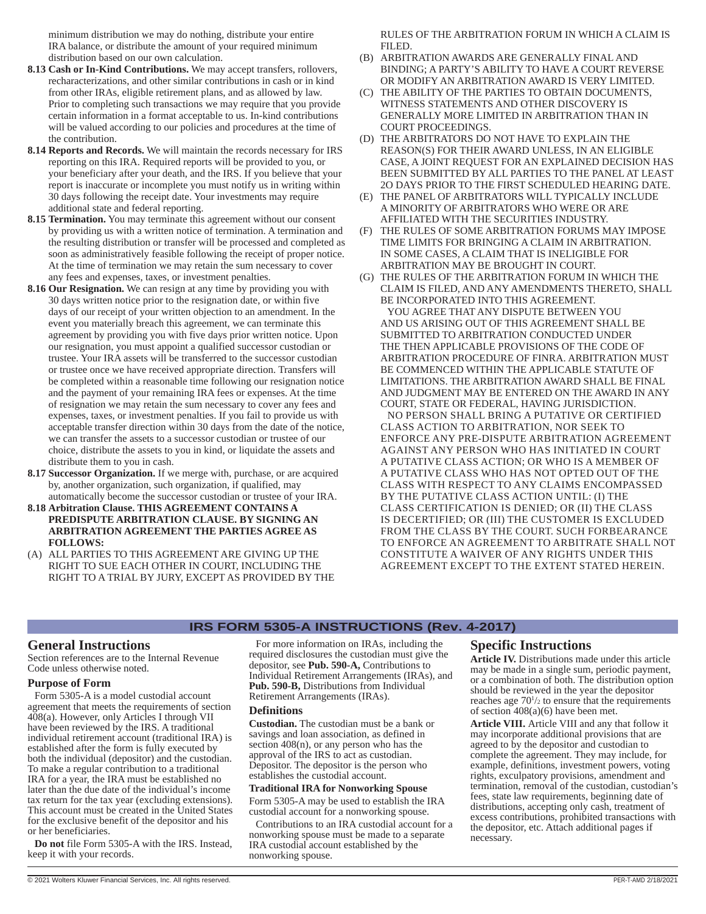minimum distribution we may do nothing, distribute your entire IRA balance, or distribute the amount of your required minimum distribution based on our own calculation.

**8.13 Cash or In-Kind Contributions.** We may accept transfers, rollovers, recharacterizations, and other similar contributions in cash or in kind from other IRAs, eligible retirement plans, and as allowed by law. Prior to completing such transactions we may require that you provide certain information in a format acceptable to us. In-kind contributions will be valued according to our policies and procedures at the time of the contribution.

**8.14 Reports and Records.** We will maintain the records necessary for IRS reporting on this IRA. Required reports will be provided to you, or your beneficiary after your death, and the IRS. If you believe that your report is inaccurate or incomplete you must notify us in writing within 30 days following the receipt date. Your investments may require additional state and federal reporting.

**8.15 Termination.** You may terminate this agreement without our consent by providing us with a written notice of termination. A termination and the resulting distribution or transfer will be processed and completed as soon as administratively feasible following the receipt of proper notice. At the time of termination we may retain the sum necessary to cover any fees and expenses, taxes, or investment penalties.

**8.16 Our Resignation.** We can resign at any time by providing you with 30 days written notice prior to the resignation date, or within five days of our receipt of your written objection to an amendment. In the event you materially breach this agreement, we can terminate this agreement by providing you with five days prior written notice. Upon our resignation, you must appoint a qualified successor custodian or trustee. Your IRA assets will be transferred to the successor custodian or trustee once we have received appropriate direction. Transfers will be completed within a reasonable time following our resignation notice and the payment of your remaining IRA fees or expenses. At the time of resignation we may retain the sum necessary to cover any fees and expenses, taxes, or investment penalties. If you fail to provide us with acceptable transfer direction within 30 days from the date of the notice, we can transfer the assets to a successor custodian or trustee of our choice, distribute the assets to you in kind, or liquidate the assets and distribute them to you in cash.

**8.17 Successor Organization.** If we merge with, purchase, or are acquired by, another organization, such organization, if qualified, may automatically become the successor custodian or trustee of your IRA.

**8.18 Arbitration Clause. THIS AGREEMENT CONTAINS A PREDISPUTE ARBITRATION CLAUSE. BY SIGNING AN ARBITRATION AGREEMENT THE PARTIES AGREE AS FOLLOWS:**

(A) ALL PARTIES TO THIS AGREEMENT ARE GIVING UP THE RIGHT TO SUE EACH OTHER IN COURT, INCLUDING THE RIGHT TO A TRIAL BY JURY, EXCEPT AS PROVIDED BY THE RULES OF THE ARBITRATION FORUM IN WHICH A CLAIM IS FILED.

(B) ARBITRATION AWARDS ARE GENERALLY FINAL AND BINDING; A PARTY'S ABILITY TO HAVE A COURT REVERSE OR MODIFY AN ARBITRATION AWARD IS VERY LIMITED.

(C) THE ABILITY OF THE PARTIES TO OBTAIN DOCUMENTS, WITNESS STATEMENTS AND OTHER DISCOVERY IS GENERALLY MORE LIMITED IN ARBITRATION THAN IN COURT PROCEEDINGS.

(D) THE ARBITRATORS DO NOT HAVE TO EXPLAIN THE REASON(S) FOR THEIR AWARD UNLESS, IN AN ELIGIBLE CASE, A JOINT REQUEST FOR AN EXPLAINED DECISION HAS BEEN SUBMITTED BY ALL PARTIES TO THE PANEL AT LEAST 2O DAYS PRIOR TO THE FIRST SCHEDULED HEARING DATE.

(E) THE PANEL OF ARBITRATORS WILL TYPICALLY INCLUDE A MINORITY OF ARBITRATORS WHO WERE OR ARE AFFILIATED WITH THE SECURITIES INDUSTRY.

(F) THE RULES OF SOME ARBITRATION FORUMS MAY IMPOSE TIME LIMITS FOR BRINGING A CLAIM IN ARBITRATION. IN SOME CASES, A CLAIM THAT IS INELIGIBLE FOR ARBITRATION MAY BE BROUGHT IN COURT.

(G) THE RULES OF THE ARBITRATION FORUM IN WHICH THE CLAIM IS FILED, AND ANY AMENDMENTS THERETO, SHALL BE INCORPORATED INTO THIS AGREEMENT.

YOU AGREE THAT ANY DISPUTE BETWEEN YOU AND US ARISING OUT OF THIS AGREEMENT SHALL BE SUBMITTED TO ARBITRATION CONDUCTED UNDER THE THEN APPLICABLE PROVISIONS OF THE CODE OF ARBITRATION PROCEDURE OF FINRA. ARBITRATION MUST BE COMMENCED WITHIN THE APPLICABLE STATUTE OF LIMITATIONS. THE ARBITRATION AWARD SHALL BE FINAL AND JUDGMENT MAY BE ENTERED ON THE AWARD IN ANY COURT, STATE OR FEDERAL, HAVING JURISDICTION.

NO PERSON SHALL BRING A PUTATIVE OR CERTIFIED CLASS ACTION TO ARBITRATION, NOR SEEK TO ENFORCE ANY PRE-DISPUTE ARBITRATION AGREEMENT AGAINST ANY PERSON WHO HAS INITIATED IN COURT A PUTATIVE CLASS ACTION; OR WHO IS A MEMBER OF A PUTATIVE CLASS WHO HAS NOT OPTED OUT OF THE CLASS WITH RESPECT TO ANY CLAIMS ENCOMPASSED BY THE PUTATIVE CLASS ACTION UNTIL: (I) THE CLASS CERTIFICATION IS DENIED; OR (II) THE CLASS IS DECERTIFIED; OR (III) THE CUSTOMER IS EXCLUDED FROM THE CLASS BY THE COURT. SUCH FORBEARANCE TO ENFORCE AN AGREEMENT TO ARBITRATE SHALL NOT CONSTITUTE A WAIVER OF ANY RIGHTS UNDER THIS AGREEMENT EXCEPT TO THE EXTENT STATED HEREIN.

# IRS FORM 5305-A INSTRUCTIONS (Rev. 4-2017)

## General Instructions

Section references are to the Internal Revenue Code unless otherwise noted.

### Purpose of Form

Form 5305-A is a model custodial account agreement that meets the requirements of section 408(a). However, only Articles I through VII have been reviewed by the IRS. A traditional individual retirement account (traditional IRA) is established after the form is fully executed by both the individual (depositor) and the custodian. To make a regular contribution to a traditional IRA for a year, the IRA must be established no later than the due date of the individual's income tax return for the tax year (excluding extensions). This account must be created in the United States for the exclusive benefit of the depositor and his or her beneficiaries.

**Do not** file Form 5305-A with the IRS. Instead, keep it with your records.

For more information on IRAs, including the required disclosures the custodian must give the depositor, see **Pub. 590-A,** Contributions to Individual Retirement Arrangements (IRAs), and **Pub. 590-B,** Distributions from Individual Retirement Arrangements (IRAs).

### Definitions

**Custodian.** The custodian must be a bank or savings and loan association, as defined in section 408(n), or any person who has the approval of the IRS to act as custodian.

**Depositor.** The depositor is the person who establishes the custodial account.

**Traditional IRA for Nonworking Spouse**

Form 5305-A may be used to establish the IRA custodial account for a nonworking spouse.

Contributions to an IRA custodial account for a nonworking spouse must be made to a separate IRA custodial account established by the nonworking spouse.

## Specific Instructions

**Article IV.** Distributions made under this article may be made in a single sum, periodic payment, or a combination of both. The distribution option should be reviewed in the year the depositor reaches age $70^1/_2$ to ensure that the requirements of section 408(a)(6) have been met.

**Article VIII.** Article VIII and any that follow it may incorporate additional provisions that are agreed to by the depositor and custodian to complete the agreement. They may include, for example, definitions, investment powers, voting rights, exculpatory provisions, amendment and termination, removal of the custodian, custodian's fees, state law requirements, beginning date of distributions, accepting only cash, treatment of excess contributions, prohibited transactions with the depositor, etc. Attach additional pages if necessary.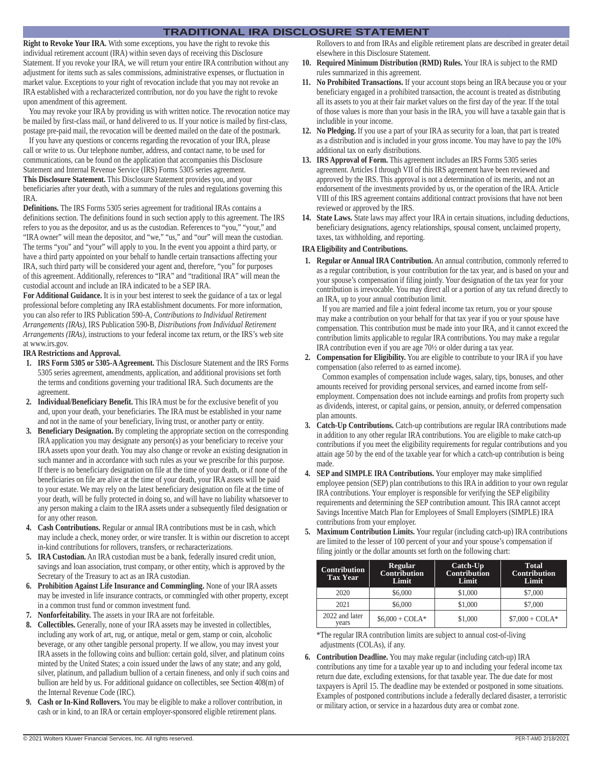# TRADITIONAL IRA DISCLOSURE STATEMENT

**Right to Revoke Your IRA.** With some exceptions, you have the right to revoke this individual retirement account (IRA) within seven days of receiving this Disclosure Statement. If you revoke your IRA, we will return your entire IRA contribution without any adjustment for items such as sales commissions, administrative expenses, or fluctuation in market value. Exceptions to your right of revocation include that you may not revoke an IRA established with a recharacterized contribution, nor do you have the right to revoke upon amendment of this agreement.

You may revoke your IRA by providing us with written notice. The revocation notice may be mailed by first-class mail, or hand delivered to us. If your notice is mailed by first-class, postage pre-paid mail, the revocation will be deemed mailed on the date of the postmark.

If you have any questions or concerns regarding the revocation of your IRA, please call or write to us. Our telephone number, address, and contact name, to be used for communications, can be found on the application that accompanies this Disclosure Statement and Internal Revenue Service (IRS) Forms 5305 series agreement.

**This Disclosure Statement.** This Disclosure Statement provides you, and your beneficiaries after your death, with a summary of the rules and regulations governing this IRA.

**Definitions.** The IRS Forms 5305 series agreement for traditional IRAs contains a definitions section. The definitions found in such section apply to this agreement. The IRS refers to you as the depositor, and us as the custodian. References to "you," "your," and "IRA owner" will mean the depositor, and "we," "us," and "our" will mean the custodian. The terms "you" and "your" will apply to you. In the event you appoint a third party, or have a third party appointed on your behalf to handle certain transactions affecting your IRA, such third party will be considered your agent and, therefore, "you" for purposes of this agreement. Additionally, references to "IRA" and "traditional IRA" will mean the custodial account and include an IRA indicated to be a SEP IRA.

**For Additional Guidance.** It is in your best interest to seek the guidance of a tax or legal professional before completing any IRA establishment documents. For more information, you can also refer to IRS Publication 590-A, *Contributions to Individual Retirement Arrangements (IRAs)*, IRS Publication 590-B, *Distributions from Individual Retirement Arrangements (IRAs)*, instructions to your federal income tax return, or the IRS's web site at www.irs.gov.

**IRA Restrictions and Approval.**

1. **IRS Form 5305 or 5305-A Agreement.** This Disclosure Statement and the IRS Forms 5305 series agreement, amendments, application, and additional provisions set forth the terms and conditions governing your traditional IRA. Such documents are the agreement.
2. **Individual/Beneficiary Benefit.** This IRA must be for the exclusive benefit of you and, upon your death, your beneficiaries. The IRA must be established in your name and not in the name of your beneficiary, living trust, or another party or entity.
3. **Beneficiary Designation.** By completing the appropriate section on the corresponding IRA application you may designate any person(s) as your beneficiary to receive your IRA assets upon your death. You may also change or revoke an existing designation in such manner and in accordance with such rules as your we prescribe for this purpose. If there is no beneficiary designation on file at the time of your death, or if none of the beneficiaries on file are alive at the time of your death, your IRA assets will be paid to your estate. We may rely on the latest beneficiary designation on file at the time of your death, will be fully protected in doing so, and will have no liability whatsoever to any person making a claim to the IRA assets under a subsequently filed designation or for any other reason.
4. **Cash Contributions.** Regular or annual IRA contributions must be in cash, which may include a check, money order, or wire transfer. It is within our discretion to accept in-kind contributions for rollovers, transfers, or recharacterizations.
5. **IRA Custodian.** An IRA custodian must be a bank, federally insured credit union, savings and loan association, trust company, or other entity, which is approved by the Secretary of the Treasury to act as an IRA custodian.
6. **Prohibition Against Life Insurance and Commingling.** None of your IRA assets may be invested in life insurance contracts, or commingled with other property, except in a common trust fund or common investment fund.
7. **Nonforfeitability.** The assets in your IRA are not forfeitable.
8. **Collectibles.** Generally, none of your IRA assets may be invested in collectibles, including any work of art, rug, or antique, metal or gem, stamp or coin, alcoholic beverage, or any other tangible personal property. If we allow, you may invest your IRA assets in the following coins and bullion: certain gold, silver, and platinum coins minted by the United States; a coin issued under the laws of any state; and any gold, silver, platinum, and palladium bullion of a certain fineness, and only if such coins and bullion are held by us. For additional guidance on collectibles, see Section 408(m) of the Internal Revenue Code (IRC).
9. **Cash or In-Kind Rollovers.** You may be eligible to make a rollover contribution, in cash or in kind, to an IRA or certain employer-sponsored eligible retirement plans. Rollovers to and from IRAs and eligible retirement plans are described in greater detail elsewhere in this Disclosure Statement.
10. **Required Minimum Distribution (RMD) Rules.** Your IRA is subject to the RMD rules summarized in this agreement.
11. **No Prohibited Transactions.** If your account stops being an IRA because you or your beneficiary engaged in a prohibited transaction, the account is treated as distributing all its assets to you at their fair market values on the first day of the year. If the total of those values is more than your basis in the IRA, you will have a taxable gain that is includible in your income.
12. **No Pledging.** If you use a part of your IRA as security for a loan, that part is treated as a distribution and is included in your gross income. You may have to pay the 10% additional tax on early distributions.
13. **IRS Approval of Form.** This agreement includes an IRS Forms 5305 series agreement. Articles I through VII of this IRS agreement have been reviewed and approved by the IRS. This approval is not a determination of its merits, and not an endorsement of the investments provided by us, or the operation of the IRA. Article VIII of this IRS agreement contains additional contract provisions that have not been reviewed or approved by the IRS.
14. **State Laws.** State laws may affect your IRA in certain situations, including deductions, beneficiary designations, agency relationships, spousal consent, unclaimed property, taxes, tax withholding, and reporting.

**IRA Eligibility and Contributions.**

1. **Regular or Annual IRA Contribution.** An annual contribution, commonly referred to as a regular contribution, is your contribution for the tax year, and is based on your and your spouse's compensation if filing jointly. Your designation of the tax year for your contribution is irrevocable. You may direct all or a portion of any tax refund directly to an IRA, up to your annual contribution limit.

   If you are married and file a joint federal income tax return, you or your spouse may make a contribution on your behalf for that tax year if you or your spouse have compensation. This contribution must be made into your IRA, and it cannot exceed the contribution limits applicable to regular IRA contributions. You may make a regular IRA contribution even if you are age 70½ or older during a tax year.
2. **Compensation for Eligibility.** You are eligible to contribute to your IRA if you have compensation (also referred to as earned income).

   Common examples of compensation include wages, salary, tips, bonuses, and other amounts received for providing personal services, and earned income from self-employment. Compensation does not include earnings and profits from property such as dividends, interest, or capital gains, or pension, annuity, or deferred compensation plan amounts.
3. **Catch-Up Contributions.** Catch-up contributions are regular IRA contributions made in addition to any other regular IRA contributions. You are eligible to make catch-up contributions if you meet the eligibility requirements for regular contributions and you attain age 50 by the end of the taxable year for which a catch-up contribution is being made.
4. **SEP and SIMPLE IRA Contributions.** Your employer may make simplified employee pension (SEP) plan contributions to this IRA in addition to your own regular IRA contributions. Your employer is responsible for verifying the SEP eligibility requirements and determining the SEP contribution amount. This IRA cannot accept Savings Incentive Match Plan for Employees of Small Employers (SIMPLE) IRA contributions from your employer.
5. **Maximum Contribution Limits.** Your regular (including catch-up) IRA contributions are limited to the lesser of 100 percent of your and your spouse's compensation if filing jointly or the dollar amounts set forth on the following chart:

| Contribution Tax Year | Regular Contribution Limit | Catch-Up Contribution Limit | Total Contribution Limit |
|---|---|---|---|
| 2020 | $6,000 | $1,000 | $7,000 |
| 2021 | $6,000 | $1,000 | $7,000 |
| 2022 and later years | $6,000 + COLA* | $1,000 | $7,000 + COLA* |

   *The regular IRA contribution limits are subject to annual cost-of-living adjustments (COLAs), if any.
6. **Contribution Deadline.** You may make regular (including catch-up) IRA contributions any time for a taxable year up to and including your federal income tax return due date, excluding extensions, for that taxable year. The due date for most taxpayers is April 15. The deadline may be extended or postponed in some situations. Examples of postponed contributions include a federally declared disaster, a terroristic or military action, or service in a hazardous duty area or combat zone.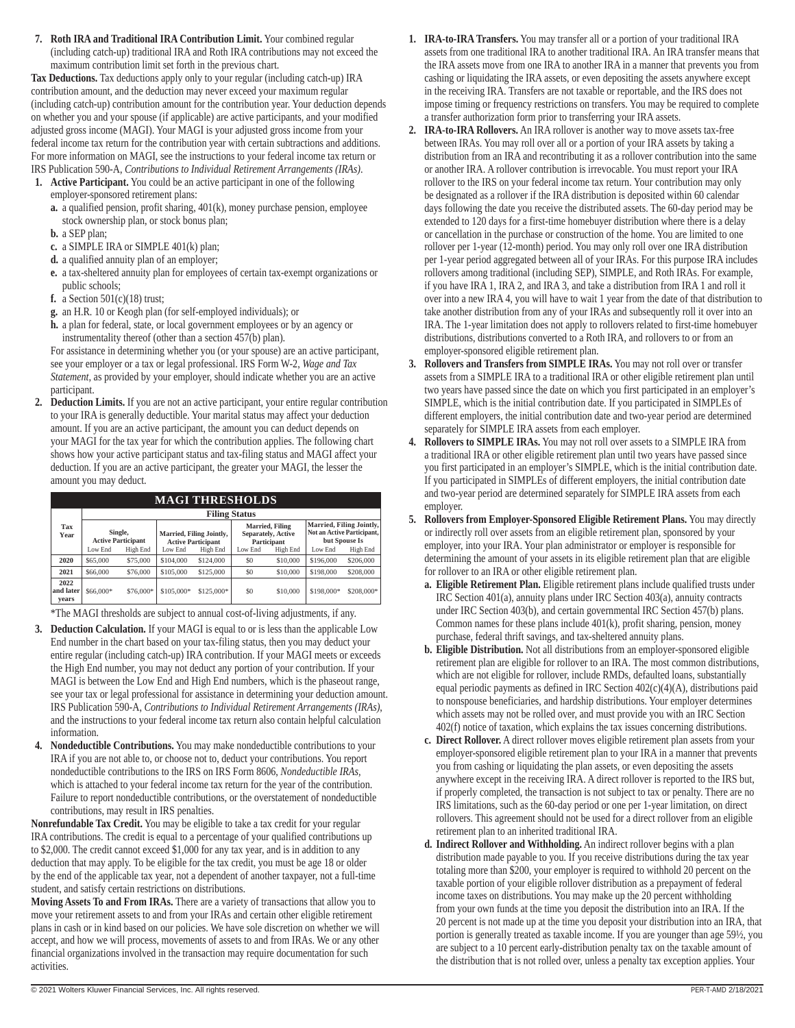7. **Roth IRA and Traditional IRA Contribution Limit.** Your combined regular (including catch-up) traditional IRA and Roth IRA contributions may not exceed the maximum contribution limit set forth in the previous chart.

**Tax Deductions.** Tax deductions apply only to your regular (including catch-up) IRA contribution amount, and the deduction may never exceed your maximum regular (including catch-up) contribution amount for the contribution year. Your deduction depends on whether you and your spouse (if applicable) are active participants, and your modified adjusted gross income (MAGI). Your MAGI is your adjusted gross income from your federal income tax return for the contribution year with certain subtractions and additions. For more information on MAGI, see the instructions to your federal income tax return or IRS Publication 590-A, *Contributions to Individual Retirement Arrangements (IRAs)*.

1. **Active Participant.** You could be an active participant in one of the following employer-sponsored retirement plans:
   - **a.** a qualified pension, profit sharing, 401(k), money purchase pension, employee stock ownership plan, or stock bonus plan;
   - **b.** a SEP plan;
   - **c.** a SIMPLE IRA or SIMPLE 401(k) plan;
   - **d.** a qualified annuity plan of an employer;
   - **e.** a tax-sheltered annuity plan for employees of certain tax-exempt organizations or public schools;
   - **f.** a Section 501(c)(18) trust;
   - **g.** an H.R. 10 or Keogh plan (for self-employed individuals); or
   - **h.** a plan for federal, state, or local government employees or by an agency or instrumentality thereof (other than a section 457(b) plan).

   For assistance in determining whether you (or your spouse) are an active participant, see your employer or a tax or legal professional. IRS Form W-2, *Wage and Tax Statement*, as provided by your employer, should indicate whether you are an active participant.
2. **Deduction Limits.** If you are not an active participant, your entire regular contribution to your IRA is generally deductible. Your marital status may affect your deduction amount. If you are an active participant, the amount you can deduct depends on your MAGI for the tax year for which the contribution applies. The following chart shows how your active participant status and tax-filing status and MAGI affect your deduction. If you are an active participant, the greater your MAGI, the lesser the amount you may deduct.

**MAGI THRESHOLDS**

| Tax Year | Filing Status | | | | | | | |
|---|---|---|---|---|---|---|---|---|
| | Single, Active Participant | | Married, Filing Jointly, Active Participant | | Married, Filing Separately, Active Participant | | Married, Filing Jointly, Not an Active Participant, but Spouse Is | |
| | Low End | High End | Low End | High End | Low End | High End | Low End | High End |
| 2020 | $65,000 | $75,000 | $104,000 | $124,000 | $0 | $10,000 | $196,000 | $206,000 |
| 2021 | $66,000 | $76,000 | $105,000 | $125,000 | $0 | $10,000 | $198,000 | $208,000 |
| 2022 and later years | $66,000* | $76,000* | $105,000* | $125,000* | $0 | $10,000 | $198,000* | $208,000* |

*The MAGI thresholds are subject to annual cost-of-living adjustments, if any.

3. **Deduction Calculation.** If your MAGI is equal to or is less than the applicable Low End number in the chart based on your tax-filing status, then you may deduct your entire regular (including catch-up) IRA contribution. If your MAGI meets or exceeds the High End number, you may not deduct any portion of your contribution. If your MAGI is between the Low End and High End numbers, which is the phaseout range, see your tax or legal professional for assistance in determining your deduction amount. IRS Publication 590-A, *Contributions to Individual Retirement Arrangements (IRAs)*, and the instructions to your federal income tax return also contain helpful calculation information.
4. **Nondeductible Contributions.** You may make nondeductible contributions to your IRA if you are not able to, or choose not to, deduct your contributions. You report nondeductible contributions to the IRS on IRS Form 8606, *Nondeductible IRAs*, which is attached to your federal income tax return for the year of the contribution. Failure to report nondeductible contributions, or the overstatement of nondeductible contributions, may result in IRS penalties.

**Nonrefundable Tax Credit.** You may be eligible to take a tax credit for your regular IRA contributions. The credit is equal to a percentage of your qualified contributions up to $2,000. The credit cannot exceed $1,000 for any tax year, and is in addition to any deduction that may apply. To be eligible for the tax credit, you must be age 18 or older by the end of the applicable tax year, not a dependent of another taxpayer, not a full-time student, and satisfy certain restrictions on distributions.

**Moving Assets To and From IRAs.** There are a variety of transactions that allow you to move your retirement assets to and from your IRAs and certain other eligible retirement plans in cash or in kind based on our policies. We have sole discretion on whether we will accept, and how we will process, movements of assets to and from IRAs. We or any other financial organizations involved in the transaction may require documentation for such activities.

1. **IRA-to-IRA Transfers.** You may transfer all or a portion of your traditional IRA assets from one traditional IRA to another traditional IRA. An IRA transfer means that the IRA assets move from one IRA to another IRA in a manner that prevents you from cashing or liquidating the IRA assets, or even depositing the assets anywhere except in the receiving IRA. Transfers are not taxable or reportable, and the IRS does not impose timing or frequency restrictions on transfers. You may be required to complete a transfer authorization form prior to transferring your IRA assets.
2. **IRA-to-IRA Rollovers.** An IRA rollover is another way to move assets tax-free between IRAs. You may roll over all or a portion of your IRA assets by taking a distribution from an IRA and recontributing it as a rollover contribution into the same or another IRA. A rollover contribution is irrevocable. You must report your IRA rollover to the IRS on your federal income tax return. Your contribution may only be designated as a rollover if the IRA distribution is deposited within 60 calendar days following the date you receive the distributed assets. The 60-day period may be extended to 120 days for a first-time homebuyer distribution where there is a delay or cancellation in the purchase or construction of the home. You are limited to one rollover per 1-year (12-month) period. You may only roll over one IRA distribution per 1-year period aggregated between all of your IRAs. For this purpose IRA includes rollovers among traditional (including SEP), SIMPLE, and Roth IRAs. For example, if you have IRA 1, IRA 2, and IRA 3, and take a distribution from IRA 1 and roll it over into a new IRA 4, you will have to wait 1 year from the date of that distribution to take another distribution from any of your IRAs and subsequently roll it over into an IRA. The 1-year limitation does not apply to rollovers related to first-time homebuyer distributions, distributions converted to a Roth IRA, and rollovers to or from an employer-sponsored eligible retirement plan.
3. **Rollovers and Transfers from SIMPLE IRAs.** You may not roll over or transfer assets from a SIMPLE IRA to a traditional IRA or other eligible retirement plan until two years have passed since the date on which you first participated in an employer's SIMPLE, which is the initial contribution date. If you participated in SIMPLEs of different employers, the initial contribution date and two-year period are determined separately for SIMPLE IRA assets from each employer.
4. **Rollovers to SIMPLE IRAs.** You may not roll over assets to a SIMPLE IRA from a traditional IRA or other eligible retirement plan until two years have passed since you first participated in an employer's SIMPLE, which is the initial contribution date. If you participated in SIMPLEs of different employers, the initial contribution date and two-year period are determined separately for SIMPLE IRA assets from each employer.
5. **Rollovers from Employer-Sponsored Eligible Retirement Plans.** You may directly or indirectly roll over assets from an eligible retirement plan, sponsored by your employer, into your IRA. Your plan administrator or employer is responsible for determining the amount of your assets in its eligible retirement plan that are eligible for rollover to an IRA or other eligible retirement plan.
   - **a. Eligible Retirement Plan.** Eligible retirement plans include qualified trusts under IRC Section 401(a), annuity plans under IRC Section 403(a), annuity contracts under IRC Section 403(b), and certain governmental IRC Section 457(b) plans. Common names for these plans include 401(k), profit sharing, pension, money purchase, federal thrift savings, and tax-sheltered annuity plans.
   - **b. Eligible Distribution.** Not all distributions from an employer-sponsored eligible retirement plan are eligible for rollover to an IRA. The most common distributions, which are not eligible for rollover, include RMDs, defaulted loans, substantially equal periodic payments as defined in IRC Section 402(c)(4)(A), distributions paid to nonspouse beneficiaries, and hardship distributions. Your employer determines which assets may not be rolled over, and must provide you with an IRC Section 402(f) notice of taxation, which explains the tax issues concerning distributions.
   - **c. Direct Rollover.** A direct rollover moves eligible retirement plan assets from your employer-sponsored eligible retirement plan to your IRA in a manner that prevents you from cashing or liquidating the plan assets, or even depositing the assets anywhere except in the receiving IRA. A direct rollover is reported to the IRS but, if properly completed, the transaction is not subject to tax or penalty. There are no IRS limitations, such as the 60-day period or one per 1-year limitation, on direct rollovers. This agreement should not be used for a direct rollover from an eligible retirement plan to an inherited traditional IRA.
   - **d. Indirect Rollover and Withholding.** An indirect rollover begins with a plan distribution made payable to you. If you receive distributions during the tax year totaling more than $200, your employer is required to withhold 20 percent on the taxable portion of your eligible rollover distribution as a prepayment of federal income taxes on distributions. You may make up the 20 percent withholding from your own funds at the time you deposit the distribution into an IRA. If the 20 percent is not made up at the time you deposit your distribution into an IRA, that portion is generally treated as taxable income. If you are younger than age 59½, you are subject to a 10 percent early-distribution penalty tax on the taxable amount of the distribution that is not rolled over, unless a penalty tax exception applies. Your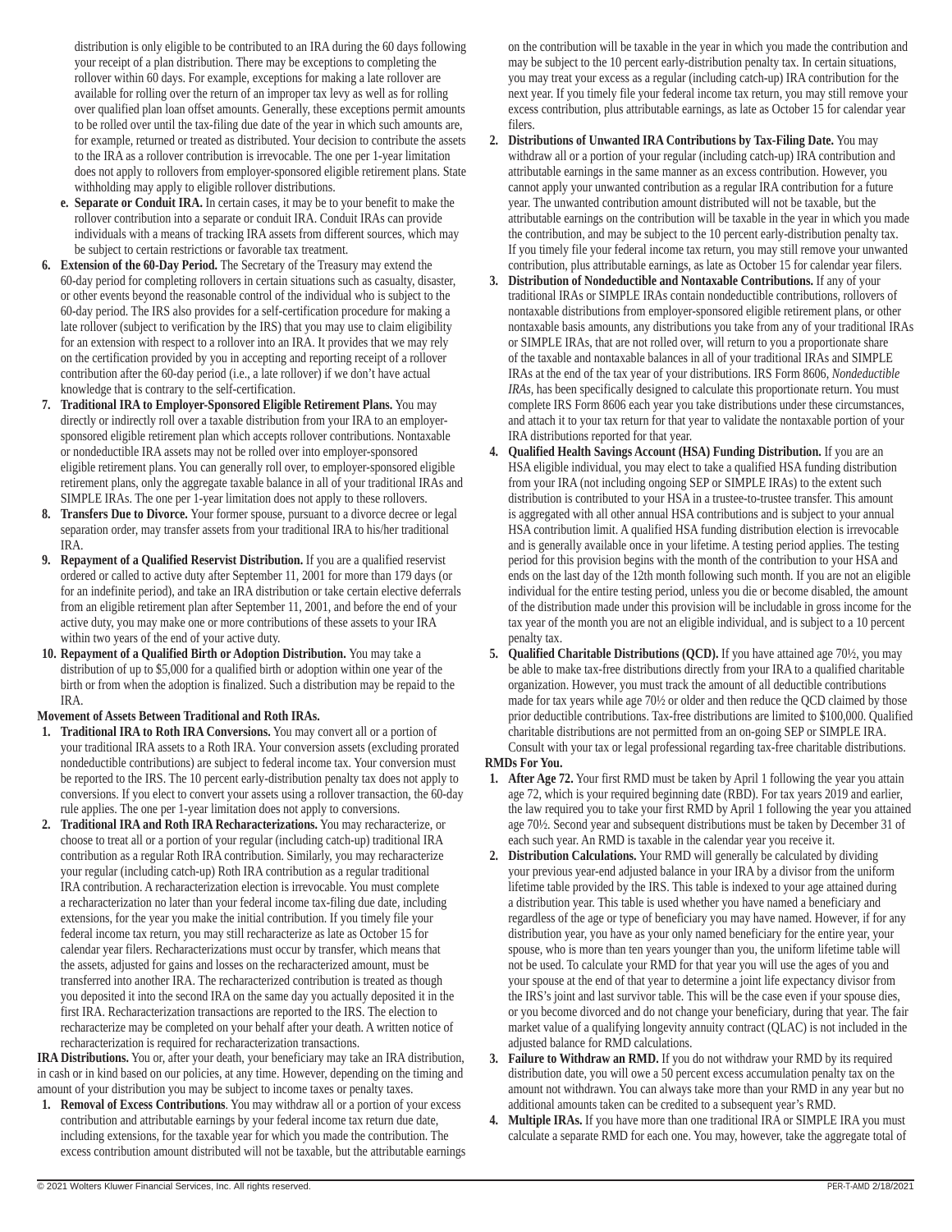distribution is only eligible to be contributed to an IRA during the 60 days following your receipt of a plan distribution. There may be exceptions to completing the rollover within 60 days. For example, exceptions for making a late rollover are available for rolling over the return of an improper tax levy as well as for rolling over qualified plan loan offset amounts. Generally, these exceptions permit amounts to be rolled over until the tax-filing due date of the year in which such amounts are, for example, returned or treated as distributed. Your decision to contribute the assets to the IRA as a rollover contribution is irrevocable. The one per 1-year limitation does not apply to rollovers from employer-sponsored eligible retirement plans. State withholding may apply to eligible rollover distributions.

e. **Separate or Conduit IRA.** In certain cases, it may be to your benefit to make the rollover contribution into a separate or conduit IRA. Conduit IRAs can provide individuals with a means of tracking IRA assets from different sources, which may be subject to certain restrictions or favorable tax treatment.

6. **Extension of the 60-Day Period.** The Secretary of the Treasury may extend the 60-day period for completing rollovers in certain situations such as casualty, disaster, or other events beyond the reasonable control of the individual who is subject to the 60-day period. The IRS also provides for a self-certification procedure for making a late rollover (subject to verification by the IRS) that you may use to claim eligibility for an extension with respect to a rollover into an IRA. It provides that we may rely on the certification provided by you in accepting and reporting receipt of a rollover contribution after the 60-day period (i.e., a late rollover) if we don't have actual knowledge that is contrary to the self-certification.
7. **Traditional IRA to Employer-Sponsored Eligible Retirement Plans.** You may directly or indirectly roll over a taxable distribution from your IRA to an employer-sponsored eligible retirement plan which accepts rollover contributions. Nontaxable or nondeductible IRA assets may not be rolled over into employer-sponsored eligible retirement plans. You can generally roll over, to employer-sponsored eligible retirement plans, only the aggregate taxable balance in all of your traditional IRAs and SIMPLE IRAs. The one per 1-year limitation does not apply to these rollovers.
8. **Transfers Due to Divorce.** Your former spouse, pursuant to a divorce decree or legal separation order, may transfer assets from your traditional IRA to his/her traditional IRA.
9. **Repayment of a Qualified Reservist Distribution.** If you are a qualified reservist ordered or called to active duty after September 11, 2001 for more than 179 days (or for an indefinite period), and take an IRA distribution or take certain elective deferrals from an eligible retirement plan after September 11, 2001, and before the end of your active duty, you may make one or more contributions of these assets to your IRA within two years of the end of your active duty.
10. **Repayment of a Qualified Birth or Adoption Distribution.** You may take a distribution of up to $5,000 for a qualified birth or adoption within one year of the birth or from when the adoption is finalized. Such a distribution may be repaid to the IRA.

**Movement of Assets Between Traditional and Roth IRAs.**

1. **Traditional IRA to Roth IRA Conversions.** You may convert all or a portion of your traditional IRA assets to a Roth IRA. Your conversion assets (excluding prorated nondeductible contributions) are subject to federal income tax. Your conversion must be reported to the IRS. The 10 percent early-distribution penalty tax does not apply to conversions. If you elect to convert your assets using a rollover transaction, the 60-day rule applies. The one per 1-year limitation does not apply to conversions.
2. **Traditional IRA and Roth IRA Recharacterizations.** You may recharacterize, or choose to treat all or a portion of your regular (including catch-up) traditional IRA contribution as a regular Roth IRA contribution. Similarly, you may recharacterize your regular (including catch-up) Roth IRA contribution as a regular traditional IRA contribution. A recharacterization election is irrevocable. You must complete a recharacterization no later than your federal income tax-filing due date, including extensions, for the year you make the initial contribution. If you timely file your federal income tax return, you may still recharacterize as late as October 15 for calendar year filers. Recharacterizations must occur by transfer, which means that the assets, adjusted for gains and losses on the recharacterized amount, must be transferred into another IRA. The recharacterized contribution is treated as though you deposited it into the second IRA on the same day you actually deposited it in the first IRA. Recharacterization transactions are reported to the IRS. The election to recharacterize may be completed on your behalf after your death. A written notice of recharacterization is required for recharacterization transactions.

**IRA Distributions.** You or, after your death, your beneficiary may take an IRA distribution, in cash or in kind based on our policies, at any time. However, depending on the timing and amount of your distribution you may be subject to income taxes or penalty taxes.

1. **Removal of Excess Contributions**. You may withdraw all or a portion of your excess contribution and attributable earnings by your federal income tax return due date, including extensions, for the taxable year for which you made the contribution. The excess contribution amount distributed will not be taxable, but the attributable earnings on the contribution will be taxable in the year in which you made the contribution and may be subject to the 10 percent early-distribution penalty tax. In certain situations, you may treat your excess as a regular (including catch-up) IRA contribution for the next year. If you timely file your federal income tax return, you may still remove your excess contribution, plus attributable earnings, as late as October 15 for calendar year filers.
2. **Distributions of Unwanted IRA Contributions by Tax-Filing Date.** You may withdraw all or a portion of your regular (including catch-up) IRA contribution and attributable earnings in the same manner as an excess contribution. However, you cannot apply your unwanted contribution as a regular IRA contribution for a future year. The unwanted contribution amount distributed will not be taxable, but the attributable earnings on the contribution will be taxable in the year in which you made the contribution, and may be subject to the 10 percent early-distribution penalty tax. If you timely file your federal income tax return, you may still remove your unwanted contribution, plus attributable earnings, as late as October 15 for calendar year filers.
3. **Distribution of Nondeductible and Nontaxable Contributions.** If any of your traditional IRAs or SIMPLE IRAs contain nondeductible contributions, rollovers of nontaxable distributions from employer-sponsored eligible retirement plans, or other nontaxable basis amounts, any distributions you take from any of your traditional IRAs or SIMPLE IRAs, that are not rolled over, will return to you a proportionate share of the taxable and nontaxable balances in all of your traditional IRAs and SIMPLE IRAs at the end of the tax year of your distributions. IRS Form 8606, *Nondeductible IRAs,* has been specifically designed to calculate this proportionate return. You must complete IRS Form 8606 each year you take distributions under these circumstances, and attach it to your tax return for that year to validate the nontaxable portion of your IRA distributions reported for that year.
4. **Qualified Health Savings Account (HSA) Funding Distribution.** If you are an HSA eligible individual, you may elect to take a qualified HSA funding distribution from your IRA (not including ongoing SEP or SIMPLE IRAs) to the extent such distribution is contributed to your HSA in a trustee-to-trustee transfer. This amount is aggregated with all other annual HSA contributions and is subject to your annual HSA contribution limit. A qualified HSA funding distribution election is irrevocable and is generally available once in your lifetime. A testing period applies. The testing period for this provision begins with the month of the contribution to your HSA and ends on the last day of the 12th month following such month. If you are not an eligible individual for the entire testing period, unless you die or become disabled, the amount of the distribution made under this provision will be includable in gross income for the tax year of the month you are not an eligible individual, and is subject to a 10 percent penalty tax.
5. **Qualified Charitable Distributions (QCD).** If you have attained age 70½, you may be able to make tax-free distributions directly from your IRA to a qualified charitable organization. However, you must track the amount of all deductible contributions made for tax years while age 70½ or older and then reduce the QCD claimed by those prior deductible contributions. Tax-free distributions are limited to $100,000. Qualified charitable distributions are not permitted from an on-going SEP or SIMPLE IRA. Consult with your tax or legal professional regarding tax-free charitable distributions.

**RMDs For You.**

1. **After Age 72.** Your first RMD must be taken by April 1 following the year you attain age 72, which is your required beginning date (RBD). For tax years 2019 and earlier, the law required you to take your first RMD by April 1 following the year you attained age 70½. Second year and subsequent distributions must be taken by December 31 of each such year. An RMD is taxable in the calendar year you receive it.
2. **Distribution Calculations.** Your RMD will generally be calculated by dividing your previous year-end adjusted balance in your IRA by a divisor from the uniform lifetime table provided by the IRS. This table is indexed to your age attained during a distribution year. This table is used whether you have named a beneficiary and regardless of the age or type of beneficiary you may have named. However, if for any distribution year, you have as your only named beneficiary for the entire year, your spouse, who is more than ten years younger than you, the uniform lifetime table will not be used. To calculate your RMD for that year you will use the ages of you and your spouse at the end of that year to determine a joint life expectancy divisor from the IRS's joint and last survivor table. This will be the case even if your spouse dies, or you become divorced and do not change your beneficiary, during that year. The fair market value of a qualifying longevity annuity contract (QLAC) is not included in the adjusted balance for RMD calculations.
3. **Failure to Withdraw an RMD.** If you do not withdraw your RMD by its required distribution date, you will owe a 50 percent excess accumulation penalty tax on the amount not withdrawn. You can always take more than your RMD in any year but no additional amounts taken can be credited to a subsequent year's RMD.
4. **Multiple IRAs.** If you have more than one traditional IRA or SIMPLE IRA you must calculate a separate RMD for each one. You may, however, take the aggregate total of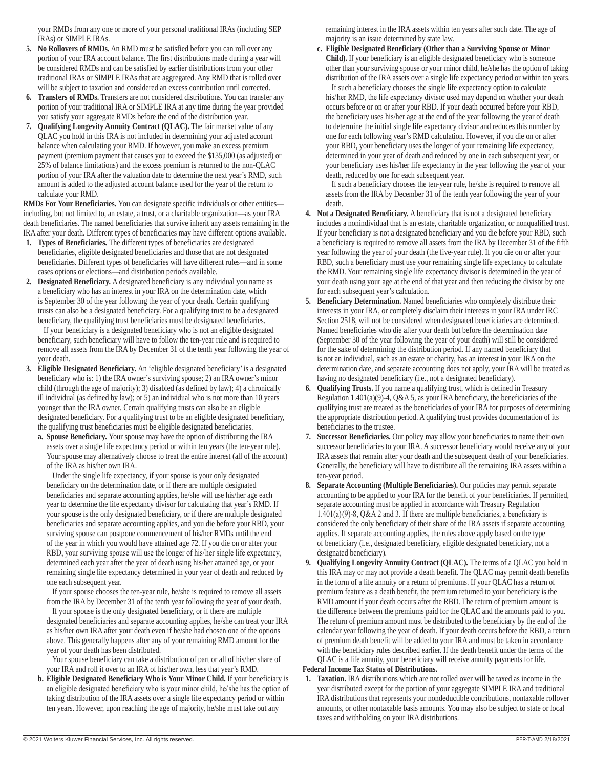your RMDs from any one or more of your personal traditional IRAs (including SEP IRAs) or SIMPLE IRAs.

5. **No Rollovers of RMDs.** An RMD must be satisfied before you can roll over any portion of your IRA account balance. The first distributions made during a year will be considered RMDs and can be satisfied by earlier distributions from your other traditional IRAs or SIMPLE IRAs that are aggregated. Any RMD that is rolled over will be subject to taxation and considered an excess contribution until corrected.
6. **Transfers of RMDs.** Transfers are not considered distributions. You can transfer any portion of your traditional IRA or SIMPLE IRA at any time during the year provided you satisfy your aggregate RMDs before the end of the distribution year.
7. **Qualifying Longevity Annuity Contract (QLAC).** The fair market value of any QLAC you hold in this IRA is not included in determining your adjusted account balance when calculating your RMD. If however, you make an excess premium payment (premium payment that causes you to exceed the $135,000 (as adjusted) or 25% of balance limitations) and the excess premium is returned to the non-QLAC portion of your IRA after the valuation date to determine the next year's RMD, such amount is added to the adjusted account balance used for the year of the return to calculate your RMD.

**RMDs For Your Beneficiaries.** You can designate specific individuals or other entities—including, but not limited to, an estate, a trust, or a charitable organization—as your IRA death beneficiaries. The named beneficiaries that survive inherit any assets remaining in the IRA after your death. Different types of beneficiaries may have different options available.

1. **Types of Beneficiaries.** The different types of beneficiaries are designated beneficiaries, eligible designated beneficiaries and those that are not designated beneficiaries. Different types of beneficiaries will have different rules—and in some cases options or elections—and distribution periods available.
2. **Designated Beneficiary.** A designated beneficiary is any individual you name as a beneficiary who has an interest in your IRA on the determination date, which is September 30 of the year following the year of your death. Certain qualifying trusts can also be a designated beneficiary. For a qualifying trust to be a designated beneficiary, the qualifying trust beneficiaries must be designated beneficiaries.

   If your beneficiary is a designated beneficiary who is not an eligible designated beneficiary, such beneficiary will have to follow the ten-year rule and is required to remove all assets from the IRA by December 31 of the tenth year following the year of your death.
3. **Eligible Designated Beneficiary.** An 'eligible designated beneficiary' is a designated beneficiary who is: 1) the IRA owner's surviving spouse; 2) an IRA owner's minor child (through the age of majority); 3) disabled (as defined by law); 4) a chronically ill individual (as defined by law); or 5) an individual who is not more than 10 years younger than the IRA owner. Certain qualifying trusts can also be an eligible designated beneficiary. For a qualifying trust to be an eligible designated beneficiary, the qualifying trust beneficiaries must be eligible designated beneficiaries.

   a. **Spouse Beneficiary.** Your spouse may have the option of distributing the IRA assets over a single life expectancy period or within ten years (the ten-year rule). Your spouse may alternatively choose to treat the entire interest (all of the account) of the IRA as his/her own IRA.

      Under the single life expectancy, if your spouse is your only designated beneficiary on the determination date, or if there are multiple designated beneficiaries and separate accounting applies, he/she will use his/her age each year to determine the life expectancy divisor for calculating that year's RMD. If your spouse is the only designated beneficiary, or if there are multiple designated beneficiaries and separate accounting applies, and you die before your RBD, your surviving spouse can postpone commencement of his/her RMDs until the end of the year in which you would have attained age 72. If you die on or after your RBD, your surviving spouse will use the longer of his/her single life expectancy, determined each year after the year of death using his/her attained age, or your remaining single life expectancy determined in your year of death and reduced by one each subsequent year.

      If your spouse chooses the ten-year rule, he/she is required to remove all assets from the IRA by December 31 of the tenth year following the year of your death.

      If your spouse is the only designated beneficiary, or if there are multiple designated beneficiaries and separate accounting applies, he/she can treat your IRA as his/her own IRA after your death even if he/she had chosen one of the options above. This generally happens after any of your remaining RMD amount for the year of your death has been distributed.

      Your spouse beneficiary can take a distribution of part or all of his/her share of your IRA and roll it over to an IRA of his/her own, less that year's RMD.

   b. **Eligible Designated Beneficiary Who is Your Minor Child.** If your beneficiary is an eligible designated beneficiary who is your minor child, he/she has the option of taking distribution of the IRA assets over a single life expectancy period or within ten years. However, upon reaching the age of majority, he/she must take out any remaining interest in the IRA assets within ten years after such date. The age of majority is an issue determined by state law.

   c. **Eligible Designated Beneficiary (Other than a Surviving Spouse or Minor Child).** If your beneficiary is an eligible designated beneficiary who is someone other than your surviving spouse or your minor child, he/she has the option of taking distribution of the IRA assets over a single life expectancy period or within ten years.

      If such a beneficiary chooses the single life expectancy option to calculate his/her RMD, the life expectancy divisor used may depend on whether your death occurs before or on or after your RBD. If your death occurred before your RBD, the beneficiary uses his/her age at the end of the year following the year of death to determine the initial single life expectancy divisor and reduces this number by one for each following year's RMD calculation. However, if you die on or after your RBD, your beneficiary uses the longer of your remaining life expectancy, determined in your year of death and reduced by one in each subsequent year, or your beneficiary uses his/her life expectancy in the year following the year of your death, reduced by one for each subsequent year.

      If such a beneficiary chooses the ten-year rule, he/she is required to remove all assets from the IRA by December 31 of the tenth year following the year of your death.
4. **Not a Designated Beneficiary.** A beneficiary that is not a designated beneficiary includes a nonindividual that is an estate, charitable organization, or nonqualified trust. If your beneficiary is not a designated beneficiary and you die before your RBD, such a beneficiary is required to remove all assets from the IRA by December 31 of the fifth year following the year of your death (the five-year rule). If you die on or after your RBD, such a beneficiary must use your remaining single life expectancy to calculate the RMD. Your remaining single life expectancy divisor is determined in the year of your death using your age at the end of that year and then reducing the divisor by one for each subsequent year's calculation.
5. **Beneficiary Determination.** Named beneficiaries who completely distribute their interests in your IRA, or completely disclaim their interests in your IRA under IRC Section 2518, will not be considered when designated beneficiaries are determined. Named beneficiaries who die after your death but before the determination date (September 30 of the year following the year of your death) will still be considered for the sake of determining the distribution period. If any named beneficiary that is not an individual, such as an estate or charity, has an interest in your IRA on the determination date, and separate accounting does not apply, your IRA will be treated as having no designated beneficiary (i.e., not a designated beneficiary).
6. **Qualifying Trusts.** If you name a qualifying trust, which is defined in Treasury Regulation 1.401(a)(9)-4, Q&A 5, as your IRA beneficiary, the beneficiaries of the qualifying trust are treated as the beneficiaries of your IRA for purposes of determining the appropriate distribution period. A qualifying trust provides documentation of its beneficiaries to the trustee.
7. **Successor Beneficiaries.** Our policy may allow your beneficiaries to name their own successor beneficiaries to your IRA. A successor beneficiary would receive any of your IRA assets that remain after your death and the subsequent death of your beneficiaries. Generally, the beneficiary will have to distribute all the remaining IRA assets within a ten-year period.
8. **Separate Accounting (Multiple Beneficiaries).** Our policies may permit separate accounting to be applied to your IRA for the benefit of your beneficiaries. If permitted, separate accounting must be applied in accordance with Treasury Regulation 1.401(a)(9)-8, Q&A 2 and 3. If there are multiple beneficiaries, a beneficiary is considered the only beneficiary of their share of the IRA assets if separate accounting applies. If separate accounting applies, the rules above apply based on the type of beneficiary (i.e., designated beneficiary, eligible designated beneficiary, not a designated beneficiary).
9. **Qualifying Longevity Annuity Contract (QLAC).** The terms of a QLAC you hold in this IRA may or may not provide a death benefit. The QLAC may permit death benefits in the form of a life annuity or a return of premiums. If your QLAC has a return of premium feature as a death benefit, the premium returned to your beneficiary is the RMD amount if your death occurs after the RBD. The return of premium amount is the difference between the premiums paid for the QLAC and the amounts paid to you. The return of premium amount must be distributed to the beneficiary by the end of the calendar year following the year of death. If your death occurs before the RBD, a return of premium death benefit will be added to your IRA and must be taken in accordance with the beneficiary rules described earlier. If the death benefit under the terms of the QLAC is a life annuity, your beneficiary will receive annuity payments for life.

**Federal Income Tax Status of Distributions.**

1. **Taxation.** IRA distributions which are not rolled over will be taxed as income in the year distributed except for the portion of your aggregate SIMPLE IRA and traditional IRA distributions that represents your nondeductible contributions, nontaxable rollover amounts, or other nontaxable basis amounts. You may also be subject to state or local taxes and withholding on your IRA distributions.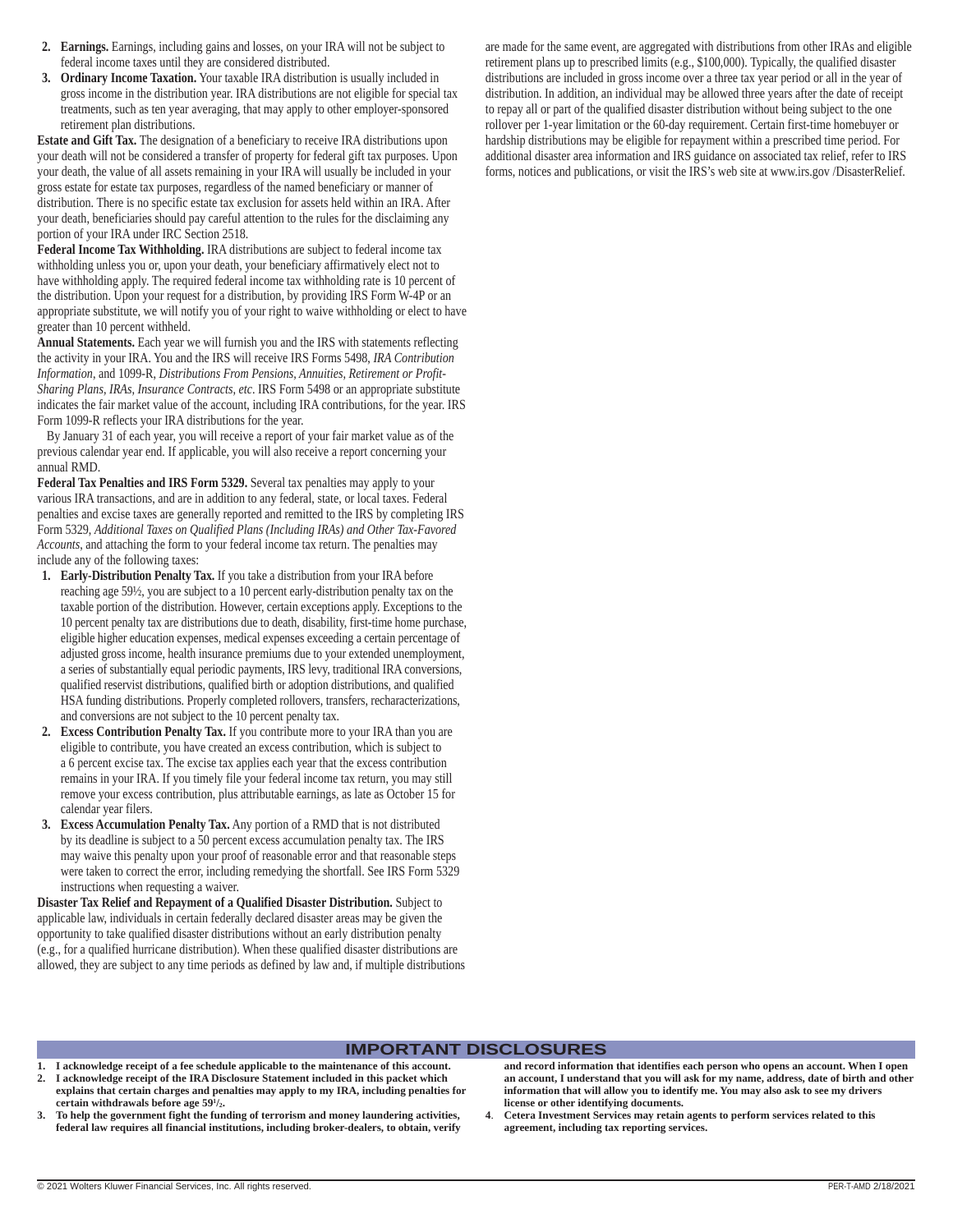2. **Earnings.** Earnings, including gains and losses, on your IRA will not be subject to federal income taxes until they are considered distributed.
3. **Ordinary Income Taxation.** Your taxable IRA distribution is usually included in gross income in the distribution year. IRA distributions are not eligible for special tax treatments, such as ten year averaging, that may apply to other employer-sponsored retirement plan distributions.

**Estate and Gift Tax.** The designation of a beneficiary to receive IRA distributions upon your death will not be considered a transfer of property for federal gift tax purposes. Upon your death, the value of all assets remaining in your IRA will usually be included in your gross estate for estate tax purposes, regardless of the named beneficiary or manner of distribution. There is no specific estate tax exclusion for assets held within an IRA. After your death, beneficiaries should pay careful attention to the rules for the disclaiming any portion of your IRA under IRC Section 2518.

**Federal Income Tax Withholding.** IRA distributions are subject to federal income tax withholding unless you or, upon your death, your beneficiary affirmatively elect not to have withholding apply. The required federal income tax withholding rate is 10 percent of the distribution. Upon your request for a distribution, by providing IRS Form W-4P or an appropriate substitute, we will notify you of your right to waive withholding or elect to have greater than 10 percent withheld.

**Annual Statements.** Each year we will furnish you and the IRS with statements reflecting the activity in your IRA. You and the IRS will receive IRS Forms 5498, *IRA Contribution Information*, and 1099-R, *Distributions From Pensions, Annuities, Retirement or Profit-Sharing Plans, IRAs, Insurance Contracts, etc*. IRS Form 5498 or an appropriate substitute indicates the fair market value of the account, including IRA contributions, for the year. IRS Form 1099-R reflects your IRA distributions for the year.

By January 31 of each year, you will receive a report of your fair market value as of the previous calendar year end. If applicable, you will also receive a report concerning your annual RMD.

**Federal Tax Penalties and IRS Form 5329.** Several tax penalties may apply to your various IRA transactions, and are in addition to any federal, state, or local taxes. Federal penalties and excise taxes are generally reported and remitted to the IRS by completing IRS Form 5329, *Additional Taxes on Qualified Plans (Including IRAs) and Other Tax-Favored Accounts*, and attaching the form to your federal income tax return. The penalties may include any of the following taxes:

1. **Early-Distribution Penalty Tax.** If you take a distribution from your IRA before reaching age 59½, you are subject to a 10 percent early-distribution penalty tax on the taxable portion of the distribution. However, certain exceptions apply. Exceptions to the 10 percent penalty tax are distributions due to death, disability, first-time home purchase, eligible higher education expenses, medical expenses exceeding a certain percentage of adjusted gross income, health insurance premiums due to your extended unemployment, a series of substantially equal periodic payments, IRS levy, traditional IRA conversions, qualified reservist distributions, qualified birth or adoption distributions, and qualified HSA funding distributions. Properly completed rollovers, transfers, recharacterizations, and conversions are not subject to the 10 percent penalty tax.
2. **Excess Contribution Penalty Tax.** If you contribute more to your IRA than you are eligible to contribute, you have created an excess contribution, which is subject to a 6 percent excise tax. The excise tax applies each year that the excess contribution remains in your IRA. If you timely file your federal income tax return, you may still remove your excess contribution, plus attributable earnings, as late as October 15 for calendar year filers.
3. **Excess Accumulation Penalty Tax.** Any portion of a RMD that is not distributed by its deadline is subject to a 50 percent excess accumulation penalty tax. The IRS may waive this penalty upon your proof of reasonable error and that reasonable steps were taken to correct the error, including remedying the shortfall. See IRS Form 5329 instructions when requesting a waiver.

**Disaster Tax Relief and Repayment of a Qualified Disaster Distribution.** Subject to applicable law, individuals in certain federally declared disaster areas may be given the opportunity to take qualified disaster distributions without an early distribution penalty (e.g., for a qualified hurricane distribution). When these qualified disaster distributions are allowed, they are subject to any time periods as defined by law and, if multiple distributions are made for the same event, are aggregated with distributions from other IRAs and eligible retirement plans up to prescribed limits (e.g., $100,000). Typically, the qualified disaster distributions are included in gross income over a three tax year period or all in the year of distribution. In addition, an individual may be allowed three years after the date of receipt to repay all or part of the qualified disaster distribution without being subject to the one rollover per 1-year limitation or the 60-day requirement. Certain first-time homebuyer or hardship distributions may be eligible for repayment within a prescribed time period. For additional disaster area information and IRS guidance on associated tax relief, refer to IRS forms, notices and publications, or visit the IRS's web site at www.irs.gov /DisasterRelief.

## IMPORTANT DISCLOSURES

1. **I acknowledge receipt of a fee schedule applicable to the maintenance of this account.**
2. **I acknowledge receipt of the IRA Disclosure Statement included in this packet which explains that certain charges and penalties may apply to my IRA, including penalties for certain withdrawals before age 59½.**
3. **To help the government fight the funding of terrorism and money laundering activities, federal law requires all financial institutions, including broker-dealers, to obtain, verify and record information that identifies each person who opens an account. When I open an account, I understand that you will ask for my name, address, date of birth and other information that will allow you to identify me. You may also ask to see my drivers license or other identifying documents.**
4. **Cetera Investment Services may retain agents to perform services related to this agreement, including tax reporting services.**

© 2021 Wolters Kluwer Financial Services, Inc. All rights reserved. PER-T-AMD 2/18/2021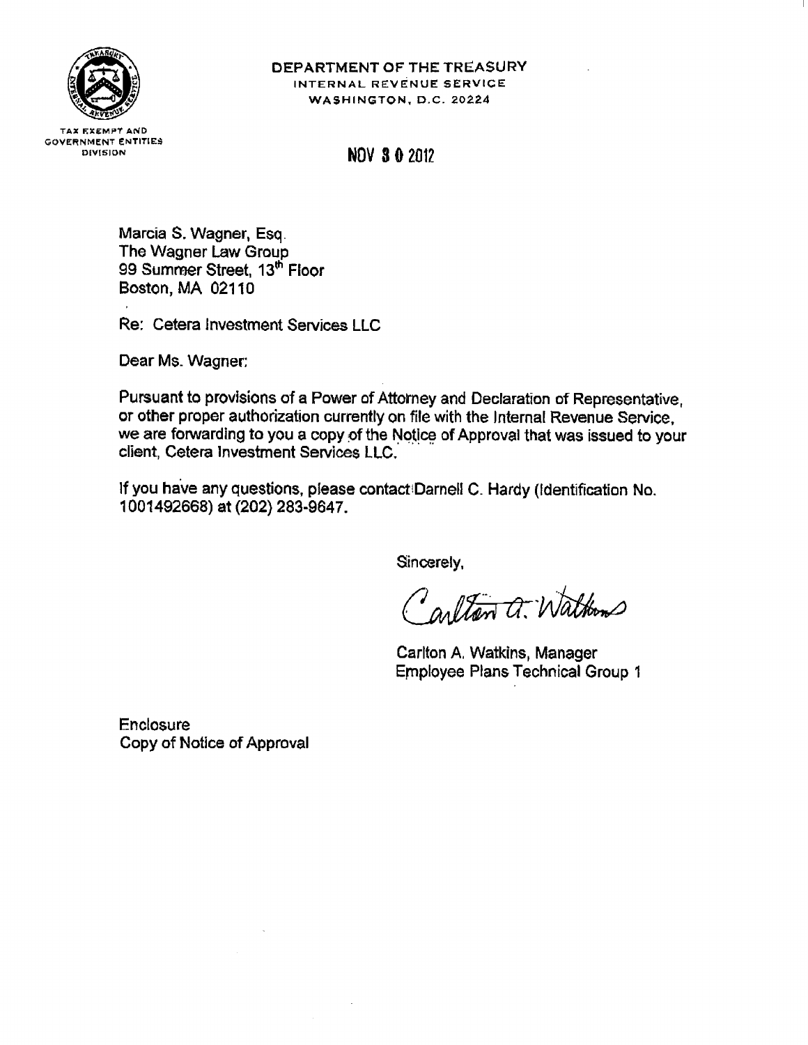**DEPARTMENT OF THE TREASURY**
INTERNAL REVENUE SERVICE
WASHINGTON, D.C. 20224

TAX EXEMPT AND GOVERNMENT ENTITIES DIVISION

NOV 30 2012

Marcia S. Wagner, Esq.
The Wagner Law Group
99 Summer Street, 13th Floor
Boston, MA 02110

Re: Cetera Investment Services LLC

Dear Ms. Wagner:

Pursuant to provisions of a Power of Attorney and Declaration of Representative, or other proper authorization currently on file with the Internal Revenue Service, we are forwarding to you a copy of the Notice of Approval that was issued to your client, Cetera Investment Services LLC.

If you have any questions, please contact Darnell C. Hardy (Identification No. 1001492668) at (202) 283-9647.

Sincerely,

Carlton A. Watkins

Carlton A. Watkins, Manager
Employee Plans Technical Group 1

Enclosure
Copy of Notice of Approval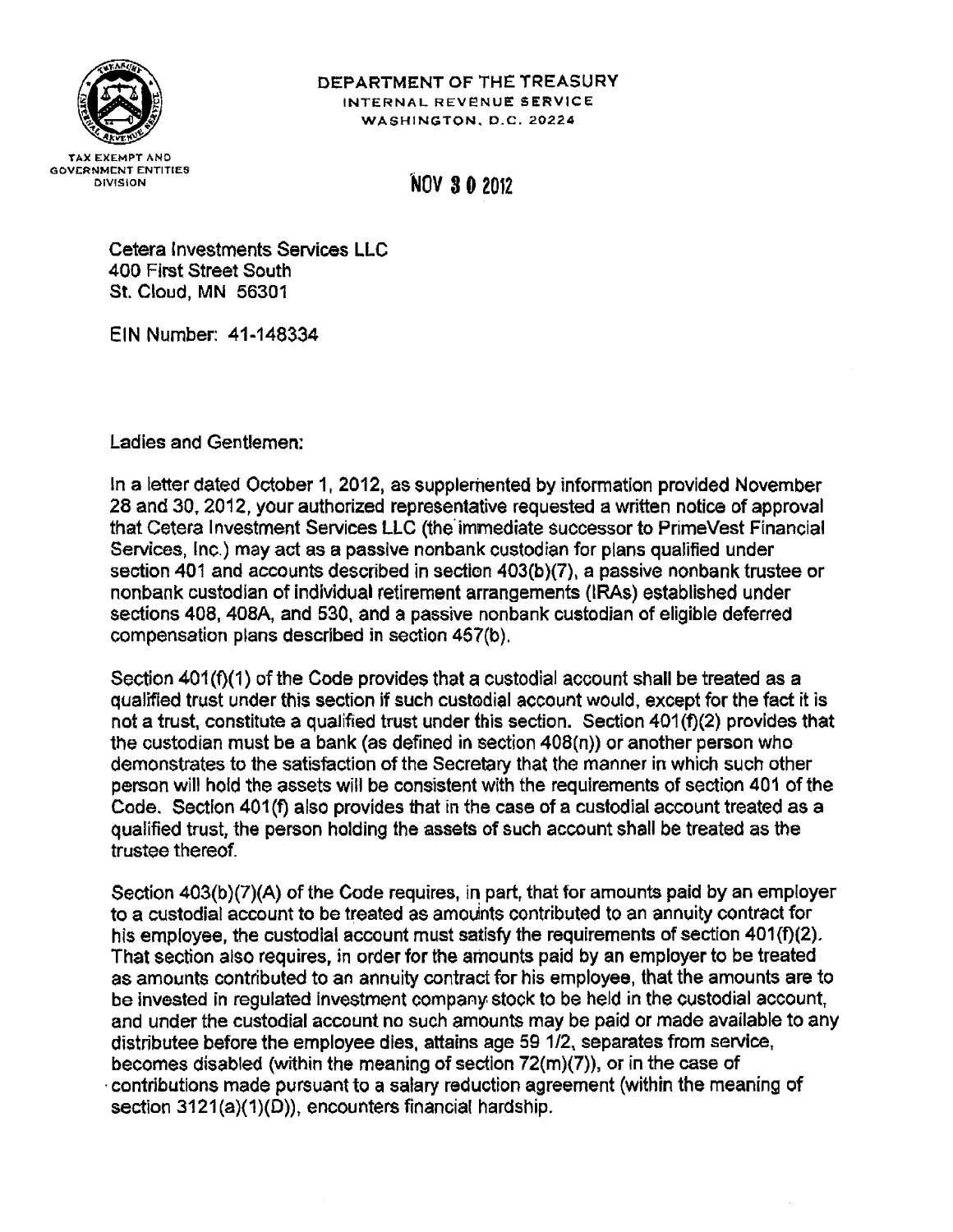DEPARTMENT OF THE TREASURY
INTERNAL REVENUE SERVICE
WASHINGTON, D.C. 20224

TAX EXEMPT AND GOVERNMENT ENTITIES DIVISION

NOV 30 2012

Cetera Investments Services LLC
400 First Street South
St. Cloud, MN 56301

EIN Number: 41-148334

Ladies and Gentlemen:

In a letter dated October 1, 2012, as supplemented by information provided November 28 and 30, 2012, your authorized representative requested a written notice of approval that Cetera Investment Services LLC (the immediate successor to PrimeVest Financial Services, Inc.) may act as a passive nonbank custodian for plans qualified under section 401 and accounts described in section 403(b)(7), a passive nonbank trustee or nonbank custodian of individual retirement arrangements (IRAs) established under sections 408, 408A, and 530, and a passive nonbank custodian of eligible deferred compensation plans described in section 457(b).

Section 401(f)(1) of the Code provides that a custodial account shall be treated as a qualified trust under this section if such custodial account would, except for the fact it is not a trust, constitute a qualified trust under this section. Section 401(f)(2) provides that the custodian must be a bank (as defined in section 408(n)) or another person who demonstrates to the satisfaction of the Secretary that the manner in which such other person will hold the assets will be consistent with the requirements of section 401 of the Code. Section 401(f) also provides that in the case of a custodial account treated as a qualified trust, the person holding the assets of such account shall be treated as the trustee thereof.

Section 403(b)(7)(A) of the Code requires, in part, that for amounts paid by an employer to a custodial account to be treated as amounts contributed to an annuity contract for his employee, the custodial account must satisfy the requirements of section 401(f)(2). That section also requires, in order for the amounts paid by an employer to be treated as amounts contributed to an annuity contract for his employee, that the amounts are to be invested in regulated investment company stock to be held in the custodial account, and under the custodial account no such amounts may be paid or made available to any distributee before the employee dies, attains age 59 1/2, separates from service, becomes disabled (within the meaning of section 72(m)(7)), or in the case of contributions made pursuant to a salary reduction agreement (within the meaning of section 3121(a)(1)(D)), encounters financial hardship.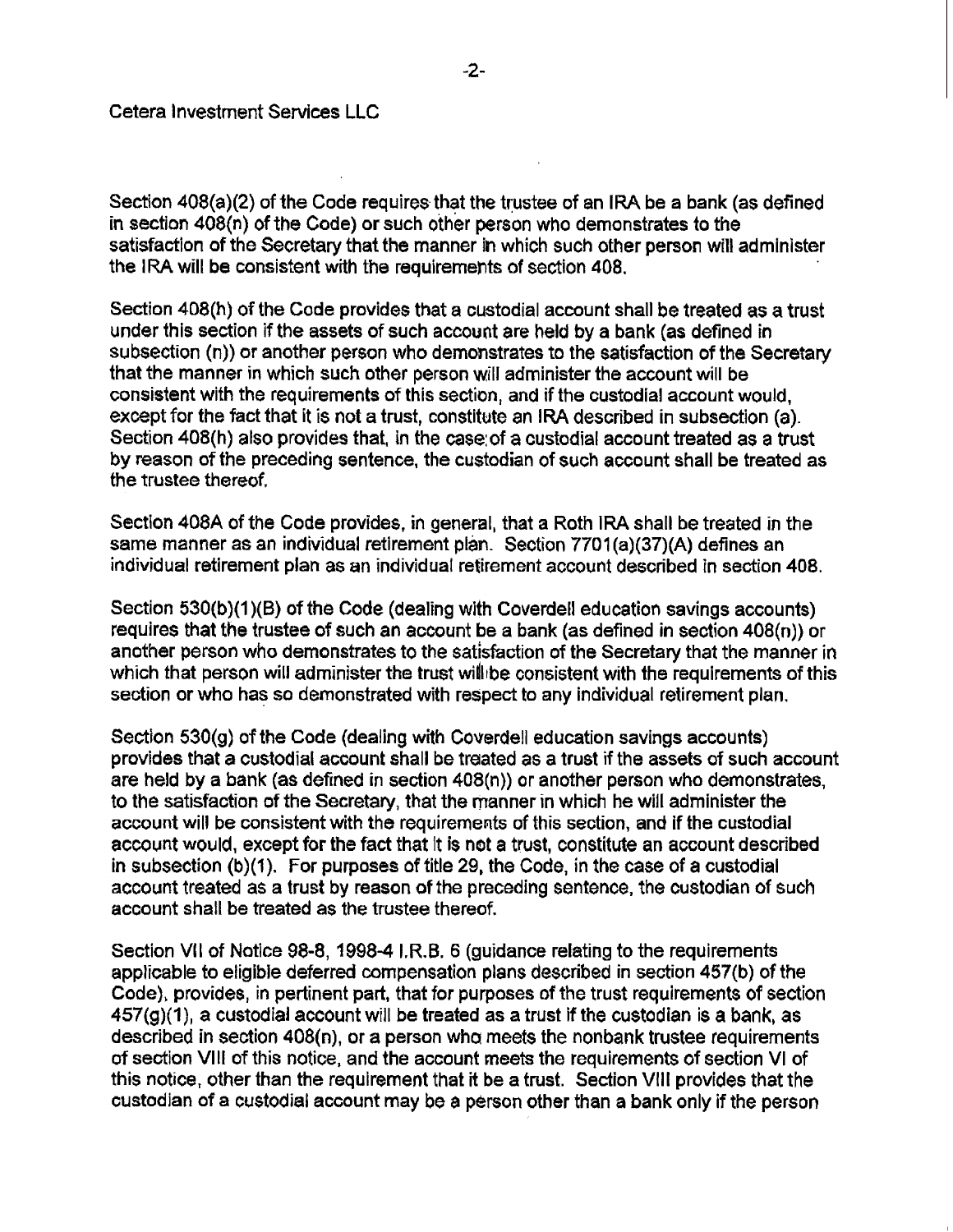Cetera Investment Services LLC

Section 408(a)(2) of the Code requires that the trustee of an IRA be a bank (as defined in section 408(n) of the Code) or such other person who demonstrates to the satisfaction of the Secretary that the manner in which such other person will administer the IRA will be consistent with the requirements of section 408.

Section 408(h) of the Code provides that a custodial account shall be treated as a trust under this section if the assets of such account are held by a bank (as defined in subsection (n)) or another person who demonstrates to the satisfaction of the Secretary that the manner in which such other person will administer the account will be consistent with the requirements of this section, and if the custodial account would, except for the fact that it is not a trust, constitute an IRA described in subsection (a). Section 408(h) also provides that, in the case of a custodial account treated as a trust by reason of the preceding sentence, the custodian of such account shall be treated as the trustee thereof.

Section 408A of the Code provides, in general, that a Roth IRA shall be treated in the same manner as an individual retirement plan. Section 7701(a)(37)(A) defines an individual retirement plan as an individual retirement account described in section 408.

Section 530(b)(1)(B) of the Code (dealing with Coverdell education savings accounts) requires that the trustee of such an account be a bank (as defined in section 408(n)) or another person who demonstrates to the satisfaction of the Secretary that the manner in which that person will administer the trust will be consistent with the requirements of this section or who has so demonstrated with respect to any individual retirement plan.

Section 530(g) of the Code (dealing with Coverdell education savings accounts) provides that a custodial account shall be treated as a trust if the assets of such account are held by a bank (as defined in section 408(n)) or another person who demonstrates, to the satisfaction of the Secretary, that the manner in which he will administer the account will be consistent with the requirements of this section, and if the custodial account would, except for the fact that it is not a trust, constitute an account described in subsection (b)(1). For purposes of title 29, the Code, in the case of a custodial account treated as a trust by reason of the preceding sentence, the custodian of such account shall be treated as the trustee thereof.

Section VII of Notice 98-8, 1998-4 I.R.B. 6 (guidance relating to the requirements applicable to eligible deferred compensation plans described in section 457(b) of the Code), provides, in pertinent part, that for purposes of the trust requirements of section 457(g)(1), a custodial account will be treated as a trust if the custodian is a bank, as described in section 408(n), or a person who meets the nonbank trustee requirements of section VIII of this notice, and the account meets the requirements of section VI of this notice, other than the requirement that it be a trust. Section VIII provides that the custodian of a custodial account may be a person other than a bank only if the person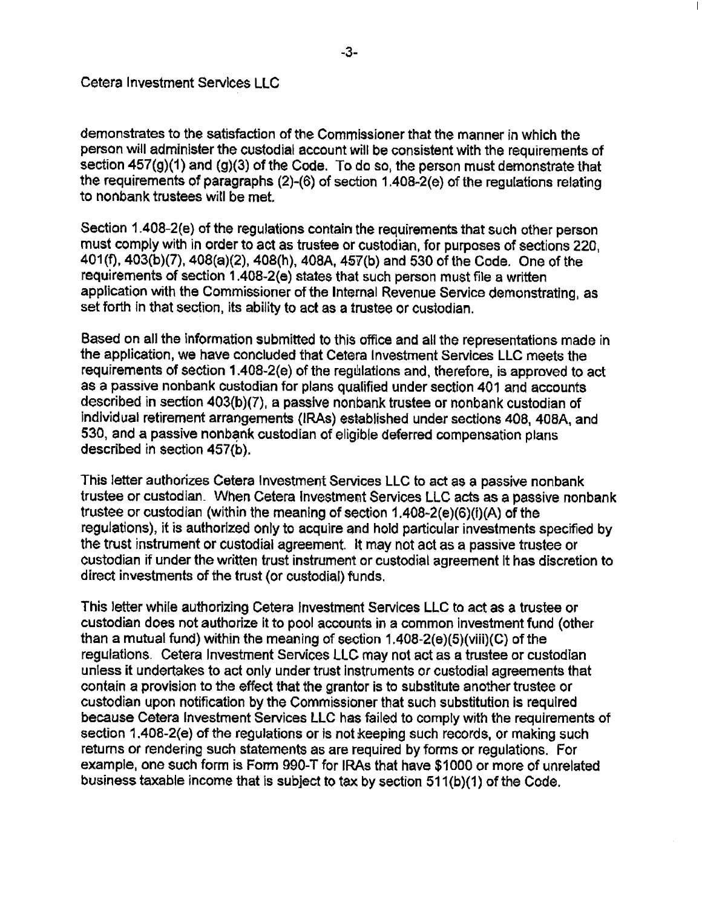Cetera Investment Services LLC

demonstrates to the satisfaction of the Commissioner that the manner in which the person will administer the custodial account will be consistent with the requirements of section 457(g)(1) and (g)(3) of the Code. To do so, the person must demonstrate that the requirements of paragraphs (2)-(6) of section 1.408-2(e) of the regulations relating to nonbank trustees will be met.

Section 1.408-2(e) of the regulations contain the requirements that such other person must comply with in order to act as trustee or custodian, for purposes of sections 220, 401(f), 403(b)(7), 408(a)(2), 408(h), 408A, 457(b) and 530 of the Code. One of the requirements of section 1.408-2(e) states that such person must file a written application with the Commissioner of the Internal Revenue Service demonstrating, as set forth in that section, its ability to act as a trustee or custodian.

Based on all the information submitted to this office and all the representations made in the application, we have concluded that Cetera Investment Services LLC meets the requirements of section 1.408-2(e) of the regulations and, therefore, is approved to act as a passive nonbank custodian for plans qualified under section 401 and accounts described in section 403(b)(7), a passive nonbank trustee or nonbank custodian of individual retirement arrangements (IRAs) established under sections 408, 408A, and 530, and a passive nonbank custodian of eligible deferred compensation plans described in section 457(b).

This letter authorizes Cetera Investment Services LLC to act as a passive nonbank trustee or custodian. When Cetera Investment Services LLC acts as a passive nonbank trustee or custodian (within the meaning of section 1.408-2(e)(6)(i)(A) of the regulations), it is authorized only to acquire and hold particular investments specified by the trust instrument or custodial agreement. It may not act as a passive trustee or custodian if under the written trust instrument or custodial agreement it has discretion to direct investments of the trust (or custodial) funds.

This letter while authorizing Cetera Investment Services LLC to act as a trustee or custodian does not authorize it to pool accounts in a common investment fund (other than a mutual fund) within the meaning of section 1.408-2(e)(5)(viii)(C) of the regulations. Cetera Investment Services LLC may not act as a trustee or custodian unless it undertakes to act only under trust instruments or custodial agreements that contain a provision to the effect that the grantor is to substitute another trustee or custodian upon notification by the Commissioner that such substitution is required because Cetera Investment Services LLC has failed to comply with the requirements of section 1.408-2(e) of the regulations or is not keeping such records, or making such returns or rendering such statements as are required by forms or regulations. For example, one such form is Form 990-T for IRAs that have $1000 or more of unrelated business taxable income that is subject to tax by section 511(b)(1) of the Code.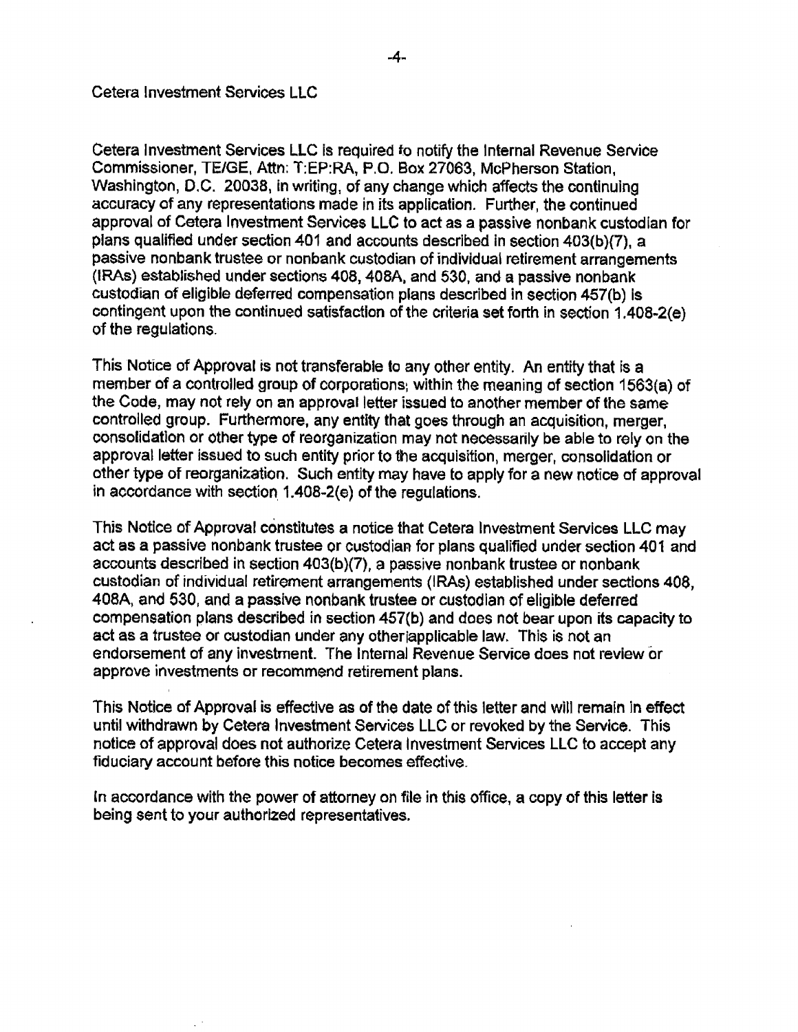Cetera Investment Services LLC

Cetera Investment Services LLC is required to notify the Internal Revenue Service Commissioner, TE/GE, Attn: T:EP:RA, P.O. Box 27063, McPherson Station, Washington, D.C. 20038, in writing, of any change which affects the continuing accuracy of any representations made in its application. Further, the continued approval of Cetera Investment Services LLC to act as a passive nonbank custodian for plans qualified under section 401 and accounts described in section 403(b)(7), a passive nonbank trustee or nonbank custodian of individual retirement arrangements (IRAs) established under sections 408, 408A, and 530, and a passive nonbank custodian of eligible deferred compensation plans described in section 457(b) is contingent upon the continued satisfaction of the criteria set forth in section 1.408-2(e) of the regulations.

This Notice of Approval is not transferable to any other entity. An entity that is a member of a controlled group of corporations, within the meaning of section 1563(a) of the Code, may not rely on an approval letter issued to another member of the same controlled group. Furthermore, any entity that goes through an acquisition, merger, consolidation or other type of reorganization may not necessarily be able to rely on the approval letter issued to such entity prior to the acquisition, merger, consolidation or other type of reorganization. Such entity may have to apply for a new notice of approval in accordance with section 1.408-2(e) of the regulations.

This Notice of Approval constitutes a notice that Cetera Investment Services LLC may act as a passive nonbank trustee or custodian for plans qualified under section 401 and accounts described in section 403(b)(7), a passive nonbank trustee or nonbank custodian of individual retirement arrangements (IRAs) established under sections 408, 408A, and 530, and a passive nonbank trustee or custodian of eligible deferred compensation plans described in section 457(b) and does not bear upon its capacity to act as a trustee or custodian under any other applicable law. This is not an endorsement of any investment. The Internal Revenue Service does not review or approve investments or recommend retirement plans.

This Notice of Approval is effective as of the date of this letter and will remain in effect until withdrawn by Cetera Investment Services LLC or revoked by the Service. This notice of approval does not authorize Cetera Investment Services LLC to accept any fiduciary account before this notice becomes effective.

In accordance with the power of attorney on file in this office, a copy of this letter is being sent to your authorized representatives.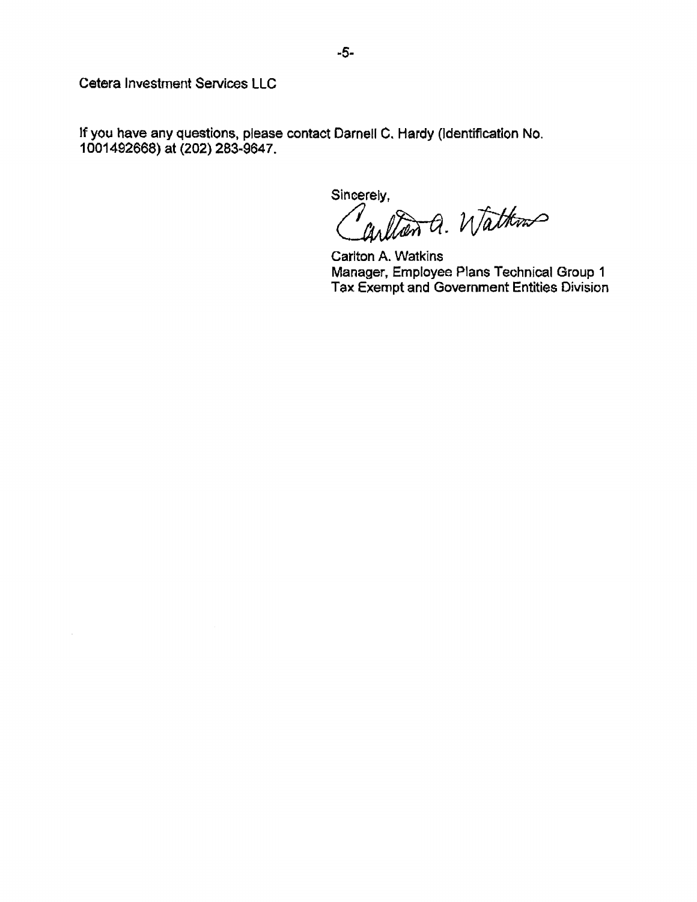Cetera Investment Services LLC

If you have any questions, please contact Darnell C. Hardy (Identification No. 1001492668) at (202) 283-9647.

Sincerely,

Carlton A. Watkins

Carlton A. Watkins
Manager, Employee Plans Technical Group 1
Tax Exempt and Government Entities Division